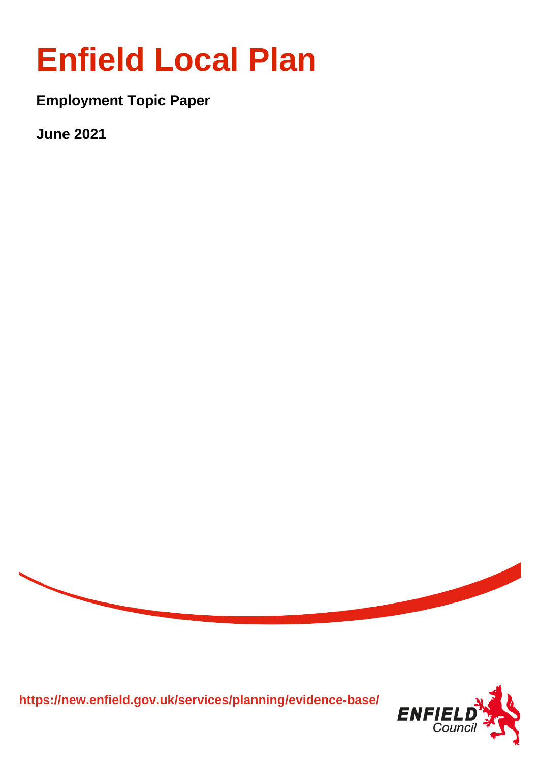# Enfield Local Plan

**Employment Topic Paper**

**June 2021**

**https://new.enfield.gov.uk/services/planning/evidence-base/**

ENFIELD Council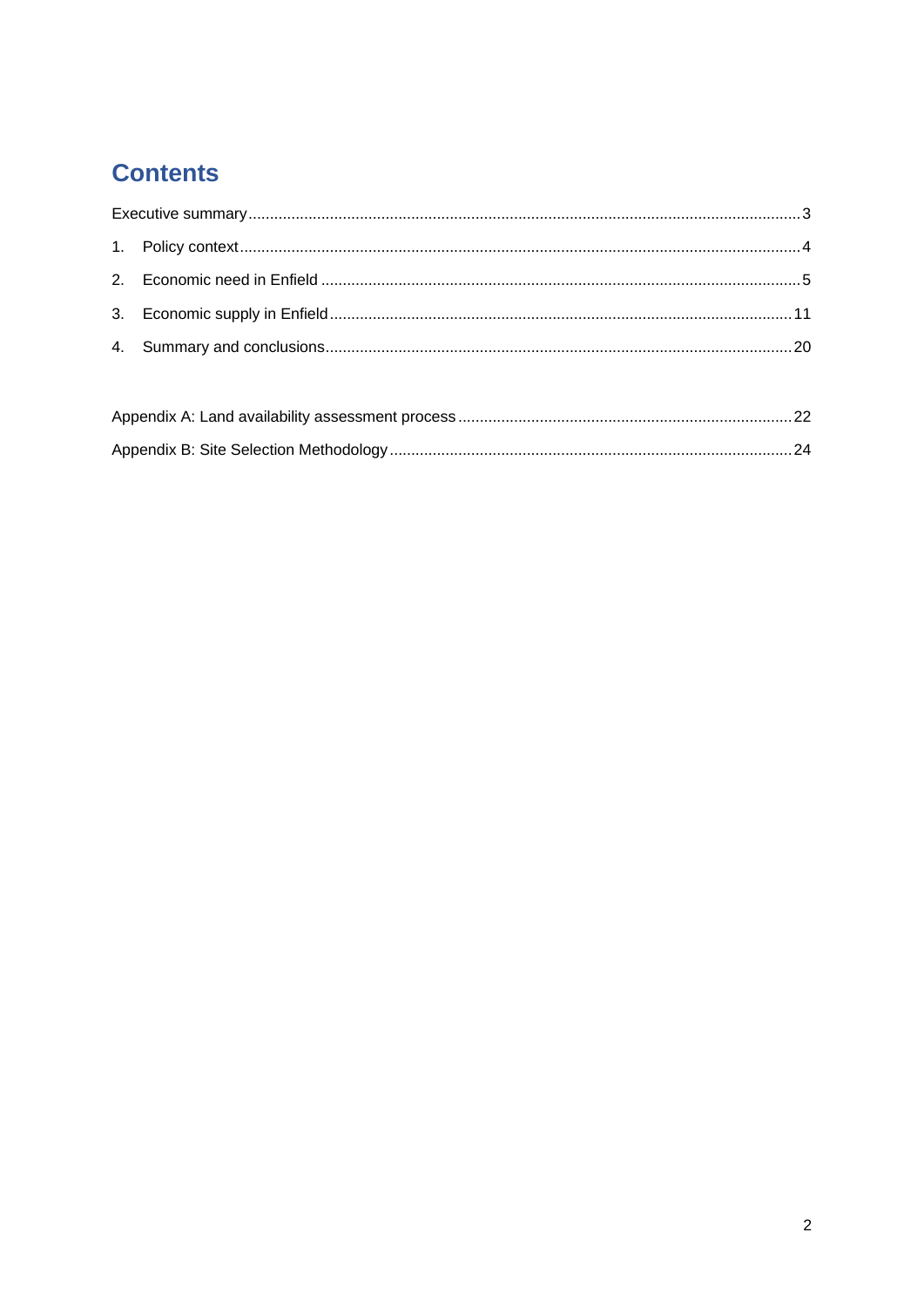# Contents

Executive summary ... 3

1. Policy context ... 4
2. Economic need in Enfield ... 5
3. Economic supply in Enfield ... 11
4. Summary and conclusions ... 20

Appendix A: Land availability assessment process ... 22

Appendix B: Site Selection Methodology ... 24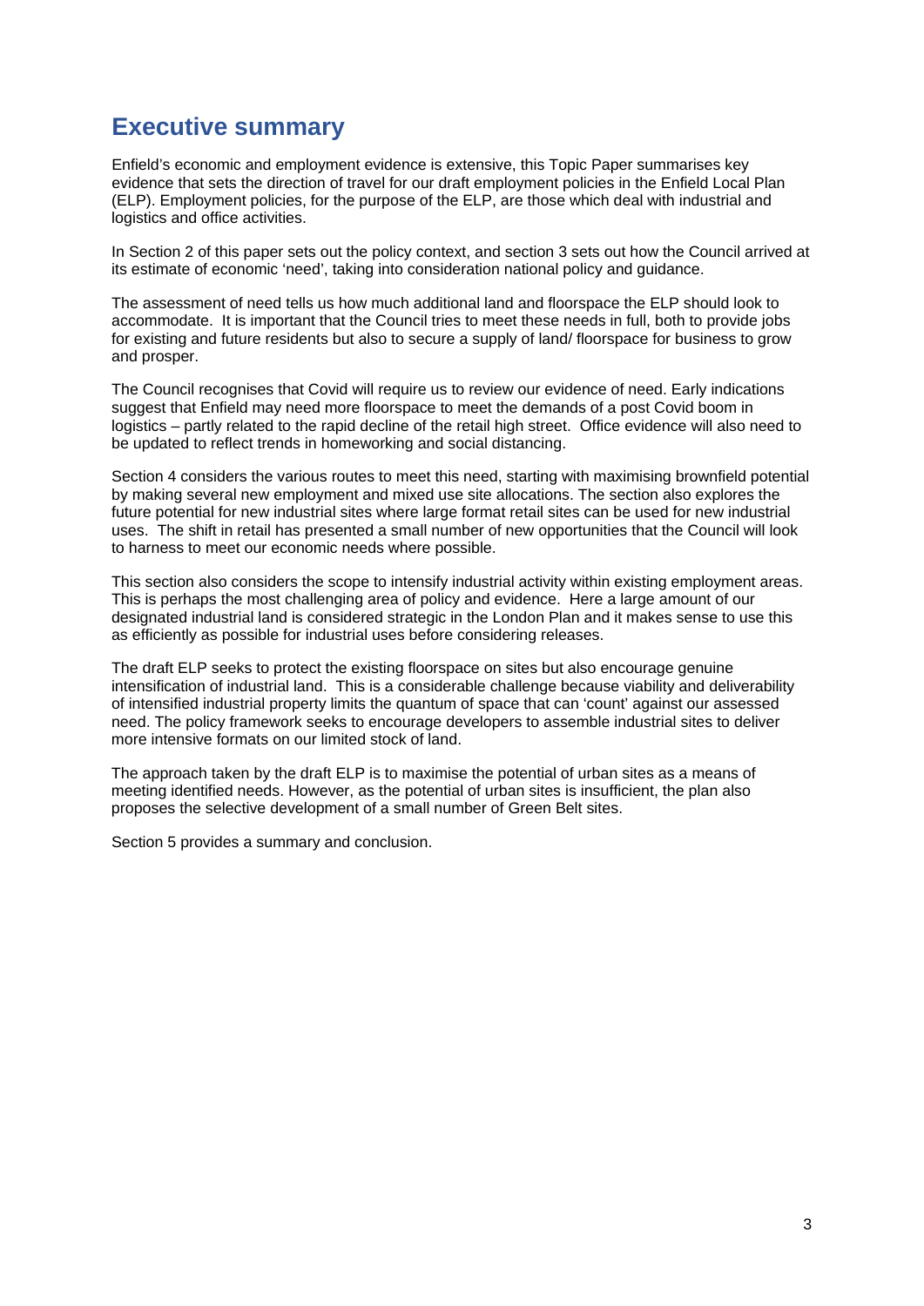# Executive summary

Enfield's economic and employment evidence is extensive, this Topic Paper summarises key evidence that sets the direction of travel for our draft employment policies in the Enfield Local Plan (ELP). Employment policies, for the purpose of the ELP, are those which deal with industrial and logistics and office activities.

In Section 2 of this paper sets out the policy context, and section 3 sets out how the Council arrived at its estimate of economic 'need', taking into consideration national policy and guidance.

The assessment of need tells us how much additional land and floorspace the ELP should look to accommodate. It is important that the Council tries to meet these needs in full, both to provide jobs for existing and future residents but also to secure a supply of land/ floorspace for business to grow and prosper.

The Council recognises that Covid will require us to review our evidence of need. Early indications suggest that Enfield may need more floorspace to meet the demands of a post Covid boom in logistics – partly related to the rapid decline of the retail high street. Office evidence will also need to be updated to reflect trends in homeworking and social distancing.

Section 4 considers the various routes to meet this need, starting with maximising brownfield potential by making several new employment and mixed use site allocations. The section also explores the future potential for new industrial sites where large format retail sites can be used for new industrial uses. The shift in retail has presented a small number of new opportunities that the Council will look to harness to meet our economic needs where possible.

This section also considers the scope to intensify industrial activity within existing employment areas. This is perhaps the most challenging area of policy and evidence. Here a large amount of our designated industrial land is considered strategic in the London Plan and it makes sense to use this as efficiently as possible for industrial uses before considering releases.

The draft ELP seeks to protect the existing floorspace on sites but also encourage genuine intensification of industrial land. This is a considerable challenge because viability and deliverability of intensified industrial property limits the quantum of space that can 'count' against our assessed need. The policy framework seeks to encourage developers to assemble industrial sites to deliver more intensive formats on our limited stock of land.

The approach taken by the draft ELP is to maximise the potential of urban sites as a means of meeting identified needs. However, as the potential of urban sites is insufficient, the plan also proposes the selective development of a small number of Green Belt sites.

Section 5 provides a summary and conclusion.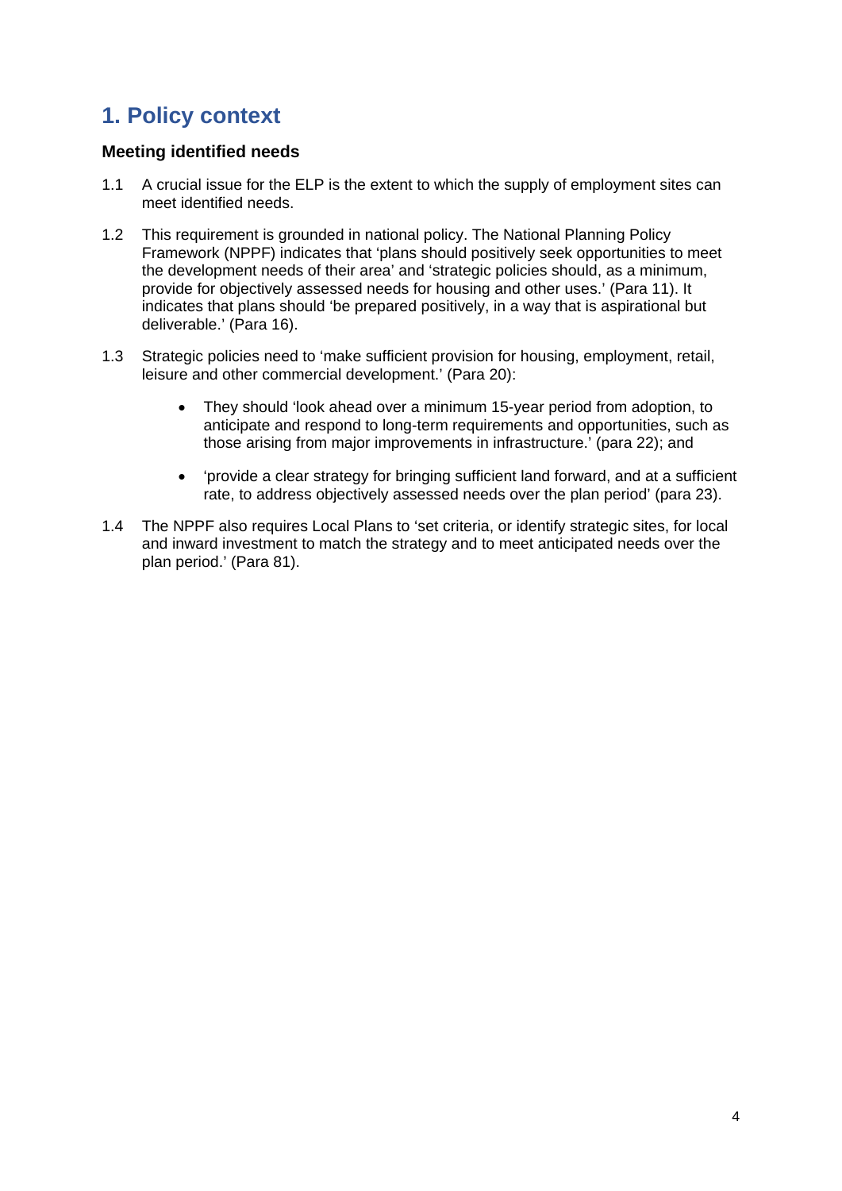# 1. Policy context

### Meeting identified needs

1.1 A crucial issue for the ELP is the extent to which the supply of employment sites can meet identified needs.

1.2 This requirement is grounded in national policy. The National Planning Policy Framework (NPPF) indicates that 'plans should positively seek opportunities to meet the development needs of their area' and 'strategic policies should, as a minimum, provide for objectively assessed needs for housing and other uses.' (Para 11). It indicates that plans should 'be prepared positively, in a way that is aspirational but deliverable.' (Para 16).

1.3 Strategic policies need to 'make sufficient provision for housing, employment, retail, leisure and other commercial development.' (Para 20):

- They should 'look ahead over a minimum 15-year period from adoption, to anticipate and respond to long-term requirements and opportunities, such as those arising from major improvements in infrastructure.' (para 22); and
- 'provide a clear strategy for bringing sufficient land forward, and at a sufficient rate, to address objectively assessed needs over the plan period' (para 23).

1.4 The NPPF also requires Local Plans to 'set criteria, or identify strategic sites, for local and inward investment to match the strategy and to meet anticipated needs over the plan period.' (Para 81).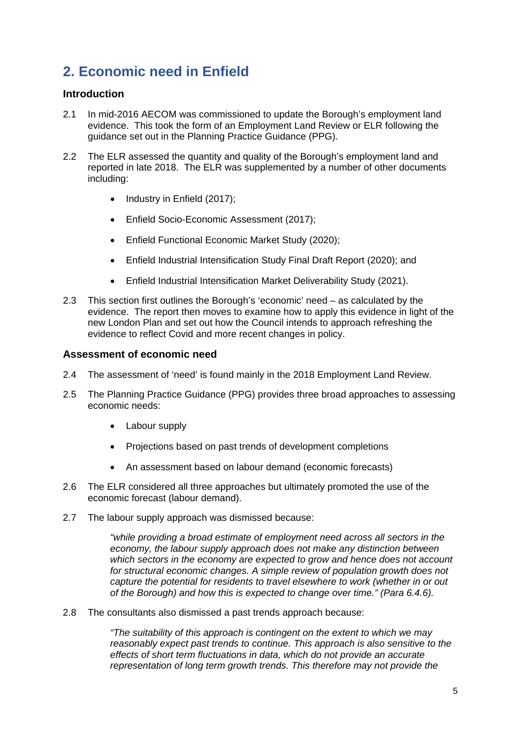## 2. Economic need in Enfield

### Introduction

2.1 In mid-2016 AECOM was commissioned to update the Borough's employment land evidence. This took the form of an Employment Land Review or ELR following the guidance set out in the Planning Practice Guidance (PPG).

2.2 The ELR assessed the quantity and quality of the Borough's employment land and reported in late 2018. The ELR was supplemented by a number of other documents including:

- Industry in Enfield (2017);
- Enfield Socio-Economic Assessment (2017);
- Enfield Functional Economic Market Study (2020);
- Enfield Industrial Intensification Study Final Draft Report (2020); and
- Enfield Industrial Intensification Market Deliverability Study (2021).

2.3 This section first outlines the Borough's 'economic' need – as calculated by the evidence. The report then moves to examine how to apply this evidence in light of the new London Plan and set out how the Council intends to approach refreshing the evidence to reflect Covid and more recent changes in policy.

### Assessment of economic need

2.4 The assessment of 'need' is found mainly in the 2018 Employment Land Review.

2.5 The Planning Practice Guidance (PPG) provides three broad approaches to assessing economic needs:

- Labour supply
- Projections based on past trends of development completions
- An assessment based on labour demand (economic forecasts)

2.6 The ELR considered all three approaches but ultimately promoted the use of the economic forecast (labour demand).

2.7 The labour supply approach was dismissed because:

> *"while providing a broad estimate of employment need across all sectors in the economy, the labour supply approach does not make any distinction between which sectors in the economy are expected to grow and hence does not account for structural economic changes. A simple review of population growth does not capture the potential for residents to travel elsewhere to work (whether in or out of the Borough) and how this is expected to change over time." (Para 6.4.6).*

2.8 The consultants also dismissed a past trends approach because:

> *"The suitability of this approach is contingent on the extent to which we may reasonably expect past trends to continue. This approach is also sensitive to the effects of short term fluctuations in data, which do not provide an accurate representation of long term growth trends. This therefore may not provide the*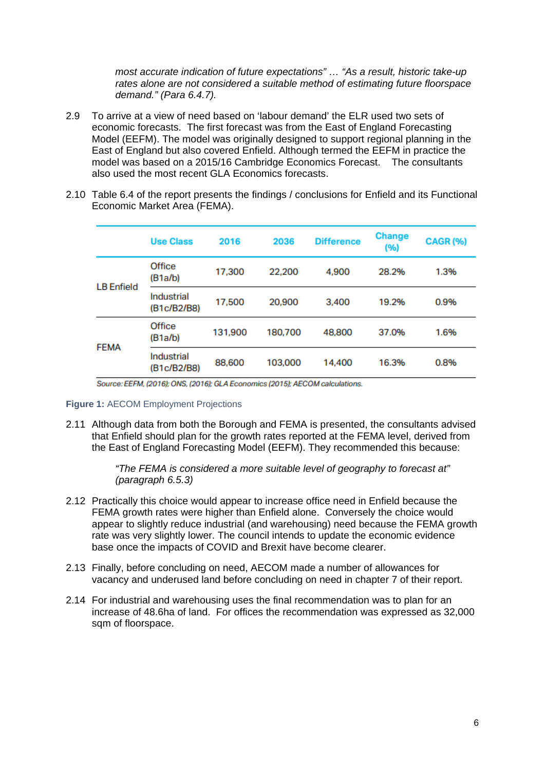*most accurate indication of future expectations" … "As a result, historic take-up rates alone are not considered a suitable method of estimating future floorspace demand." (Para 6.4.7).*

2.9 To arrive at a view of need based on 'labour demand' the ELR used two sets of economic forecasts. The first forecast was from the East of England Forecasting Model (EEFM). The model was originally designed to support regional planning in the East of England but also covered Enfield. Although termed the EEFM in practice the model was based on a 2015/16 Cambridge Economics Forecast. The consultants also used the most recent GLA Economics forecasts.

2.10 Table 6.4 of the report presents the findings / conclusions for Enfield and its Functional Economic Market Area (FEMA).

| | Use Class | 2016 | 2036 | Difference | Change (%) | CAGR (%) |
|---|---|---|---|---|---|---|
| LB Enfield | Office (B1a/b) | 17,300 | 22,200 | 4,900 | 28.2% | 1.3% |
| | Industrial (B1c/B2/B8) | 17,500 | 20,900 | 3,400 | 19.2% | 0.9% |
| FEMA | Office (B1a/b) | 131,900 | 180,700 | 48,800 | 37.0% | 1.6% |
| | Industrial (B1c/B2/B8) | 88,600 | 103,000 | 14,400 | 16.3% | 0.8% |

*Source: EEFM, (2016); ONS, (2016); GLA Economics (2015); AECOM calculations.*

**Figure 1:** AECOM Employment Projections

2.11 Although data from both the Borough and FEMA is presented, the consultants advised that Enfield should plan for the growth rates reported at the FEMA level, derived from the East of England Forecasting Model (EEFM). They recommended this because:

> *"The FEMA is considered a more suitable level of geography to forecast at" (paragraph 6.5.3)*

2.12 Practically this choice would appear to increase office need in Enfield because the FEMA growth rates were higher than Enfield alone. Conversely the choice would appear to slightly reduce industrial (and warehousing) need because the FEMA growth rate was very slightly lower. The council intends to update the economic evidence base once the impacts of COVID and Brexit have become clearer.

2.13 Finally, before concluding on need, AECOM made a number of allowances for vacancy and underused land before concluding on need in chapter 7 of their report.

2.14 For industrial and warehousing uses the final recommendation was to plan for an increase of 48.6ha of land. For offices the recommendation was expressed as 32,000 sqm of floorspace.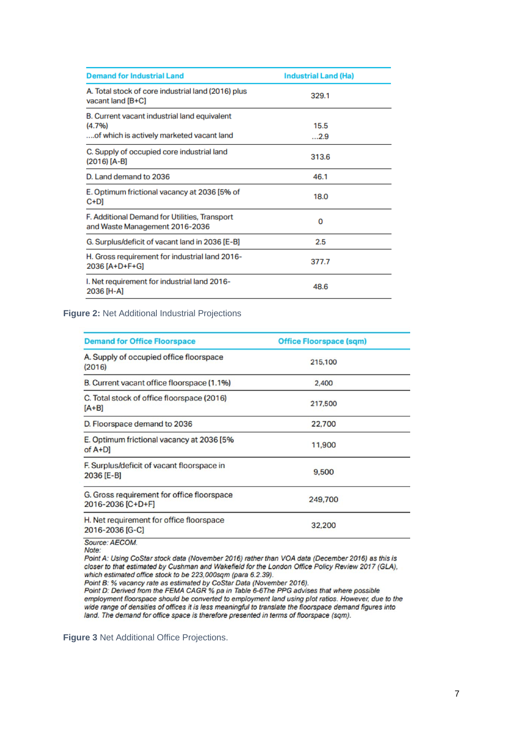| Demand for Industrial Land | Industrial Land (Ha) |
|---|---|
| A. Total stock of core industrial land (2016) plus vacant land [B+C] | 329.1 |
| B. Current vacant industrial land equivalent (4.7%)<br>....of which is actively marketed vacant land | 15.5<br>...2.9 |
| C. Supply of occupied core industrial land (2016) [A-B] | 313.6 |
| D. Land demand to 2036 | 46.1 |
| E. Optimum frictional vacancy at 2036 [5% of C+D] | 18.0 |
| F. Additional Demand for Utilities, Transport and Waste Management 2016-2036 | 0 |
| G. Surplus/deficit of vacant land in 2036 [E-B] | 2.5 |
| H. Gross requirement for industrial land 2016-2036 [A+D+F+G] | 377.7 |
| I. Net requirement for industrial land 2016-2036 [H-A] | 48.6 |

**Figure 2:** Net Additional Industrial Projections

| Demand for Office Floorspace | Office Floorspace (sqm) |
|---|---|
| A. Supply of occupied office floorspace (2016) | 215,100 |
| B. Current vacant office floorspace (1.1%) | 2,400 |
| C. Total stock of office floorspace (2016) [A+B] | 217,500 |
| D. Floorspace demand to 2036 | 22,700 |
| E. Optimum frictional vacancy at 2036 [5% of A+D] | 11,900 |
| F. Surplus/deficit of vacant floorspace in 2036 [E-B] | 9,500 |
| G. Gross requirement for office floorspace 2016-2036 [C+D+F] | 249,700 |
| H. Net requirement for office floorspace 2016-2036 [G-C] | 32,200 |

*Source: AECOM.*
*Note:*
*Point A: Using CoStar stock data (November 2016) rather than VOA data (December 2016) as this is closer to that estimated by Cushman and Wakefield for the London Office Policy Review 2017 (GLA), which estimated office stock to be 223,000sqm (para 6.2.39).*
*Point B: % vacancy rate as estimated by CoStar Data (November 2016).*
*Point D: Derived from the FEMA CAGR % pa in Table 6-6The PPG advises that where possible employment floorspace should be converted to employment land using plot ratios. However, due to the wide range of densities of offices it is less meaningful to translate the floorspace demand figures into land. The demand for office space is therefore presented in terms of floorspace (sqm).*

**Figure 3** Net Additional Office Projections.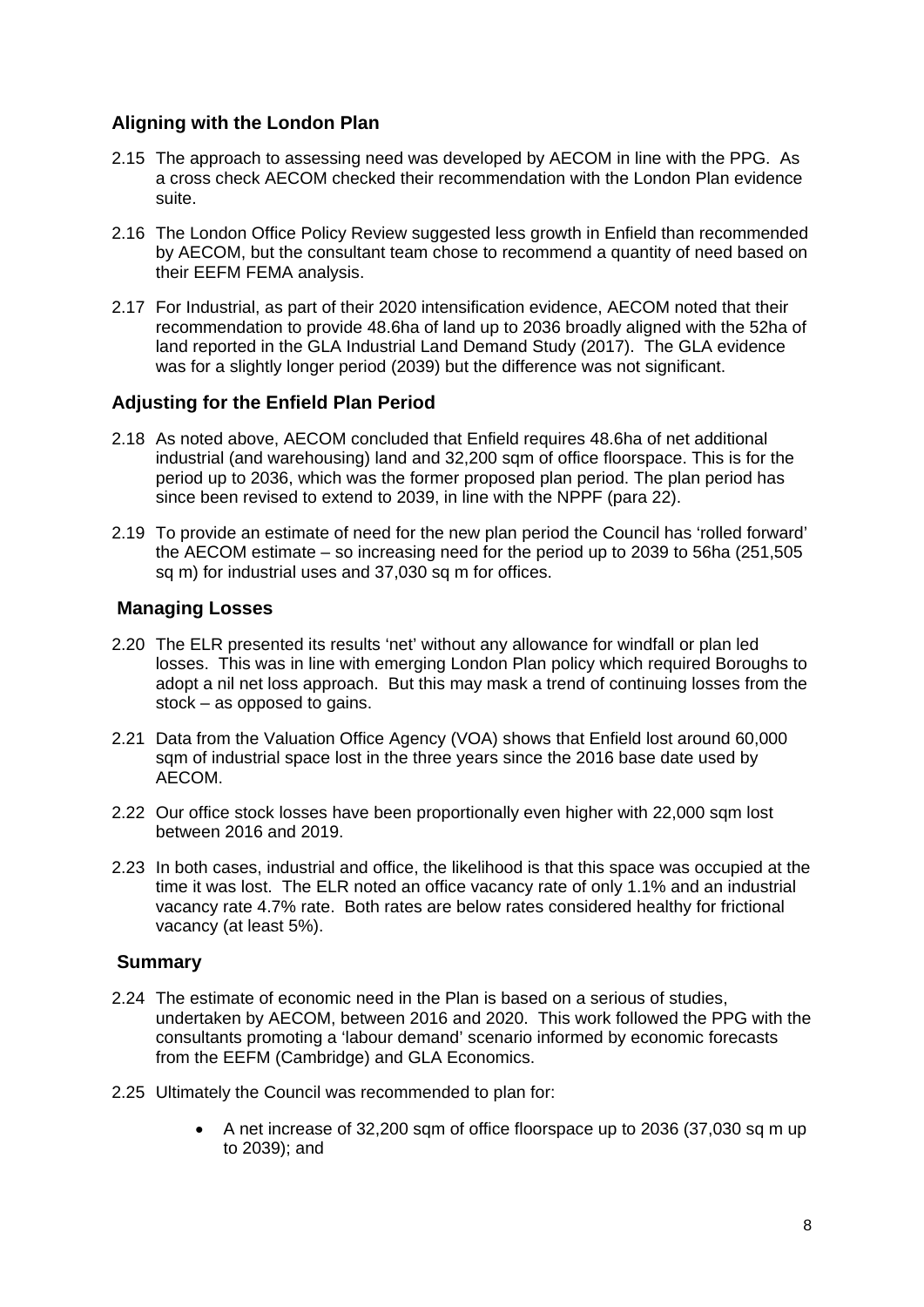### Aligning with the London Plan

2.15 The approach to assessing need was developed by AECOM in line with the PPG. As a cross check AECOM checked their recommendation with the London Plan evidence suite.

2.16 The London Office Policy Review suggested less growth in Enfield than recommended by AECOM, but the consultant team chose to recommend a quantity of need based on their EEFM FEMA analysis.

2.17 For Industrial, as part of their 2020 intensification evidence, AECOM noted that their recommendation to provide 48.6ha of land up to 2036 broadly aligned with the 52ha of land reported in the GLA Industrial Land Demand Study (2017). The GLA evidence was for a slightly longer period (2039) but the difference was not significant.

### Adjusting for the Enfield Plan Period

2.18 As noted above, AECOM concluded that Enfield requires 48.6ha of net additional industrial (and warehousing) land and 32,200 sqm of office floorspace. This is for the period up to 2036, which was the former proposed plan period. The plan period has since been revised to extend to 2039, in line with the NPPF (para 22).

2.19 To provide an estimate of need for the new plan period the Council has 'rolled forward' the AECOM estimate – so increasing need for the period up to 2039 to 56ha (251,505 sq m) for industrial uses and 37,030 sq m for offices.

### Managing Losses

2.20 The ELR presented its results 'net' without any allowance for windfall or plan led losses. This was in line with emerging London Plan policy which required Boroughs to adopt a nil net loss approach. But this may mask a trend of continuing losses from the stock – as opposed to gains.

2.21 Data from the Valuation Office Agency (VOA) shows that Enfield lost around 60,000 sqm of industrial space lost in the three years since the 2016 base date used by AECOM.

2.22 Our office stock losses have been proportionally even higher with 22,000 sqm lost between 2016 and 2019.

2.23 In both cases, industrial and office, the likelihood is that this space was occupied at the time it was lost. The ELR noted an office vacancy rate of only 1.1% and an industrial vacancy rate 4.7% rate. Both rates are below rates considered healthy for frictional vacancy (at least 5%).

### Summary

2.24 The estimate of economic need in the Plan is based on a serious of studies, undertaken by AECOM, between 2016 and 2020. This work followed the PPG with the consultants promoting a 'labour demand' scenario informed by economic forecasts from the EEFM (Cambridge) and GLA Economics.

2.25 Ultimately the Council was recommended to plan for:

- A net increase of 32,200 sqm of office floorspace up to 2036 (37,030 sq m up to 2039); and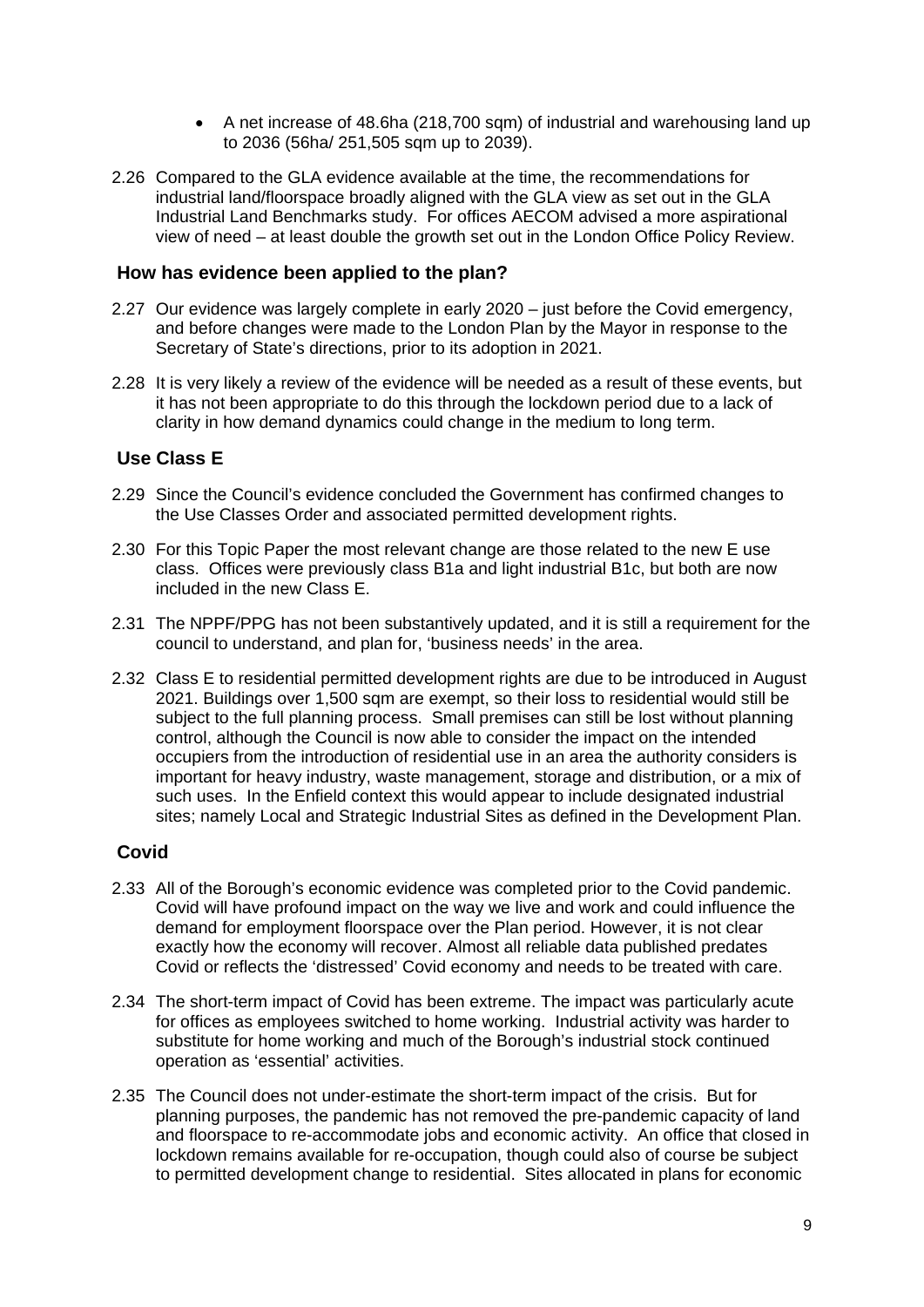- A net increase of 48.6ha (218,700 sqm) of industrial and warehousing land up to 2036 (56ha/ 251,505 sqm up to 2039).

2.26 Compared to the GLA evidence available at the time, the recommendations for industrial land/floorspace broadly aligned with the GLA view as set out in the GLA Industrial Land Benchmarks study. For offices AECOM advised a more aspirational view of need – at least double the growth set out in the London Office Policy Review.

### How has evidence been applied to the plan?

2.27 Our evidence was largely complete in early 2020 – just before the Covid emergency, and before changes were made to the London Plan by the Mayor in response to the Secretary of State's directions, prior to its adoption in 2021.

2.28 It is very likely a review of the evidence will be needed as a result of these events, but it has not been appropriate to do this through the lockdown period due to a lack of clarity in how demand dynamics could change in the medium to long term.

### Use Class E

2.29 Since the Council's evidence concluded the Government has confirmed changes to the Use Classes Order and associated permitted development rights.

2.30 For this Topic Paper the most relevant change are those related to the new E use class. Offices were previously class B1a and light industrial B1c, but both are now included in the new Class E.

2.31 The NPPF/PPG has not been substantively updated, and it is still a requirement for the council to understand, and plan for, 'business needs' in the area.

2.32 Class E to residential permitted development rights are due to be introduced in August 2021. Buildings over 1,500 sqm are exempt, so their loss to residential would still be subject to the full planning process. Small premises can still be lost without planning control, although the Council is now able to consider the impact on the intended occupiers from the introduction of residential use in an area the authority considers is important for heavy industry, waste management, storage and distribution, or a mix of such uses. In the Enfield context this would appear to include designated industrial sites; namely Local and Strategic Industrial Sites as defined in the Development Plan.

### Covid

2.33 All of the Borough's economic evidence was completed prior to the Covid pandemic. Covid will have profound impact on the way we live and work and could influence the demand for employment floorspace over the Plan period. However, it is not clear exactly how the economy will recover. Almost all reliable data published predates Covid or reflects the 'distressed' Covid economy and needs to be treated with care.

2.34 The short-term impact of Covid has been extreme. The impact was particularly acute for offices as employees switched to home working. Industrial activity was harder to substitute for home working and much of the Borough's industrial stock continued operation as 'essential' activities.

2.35 The Council does not under-estimate the short-term impact of the crisis. But for planning purposes, the pandemic has not removed the pre-pandemic capacity of land and floorspace to re-accommodate jobs and economic activity. An office that closed in lockdown remains available for re-occupation, though could also of course be subject to permitted development change to residential. Sites allocated in plans for economic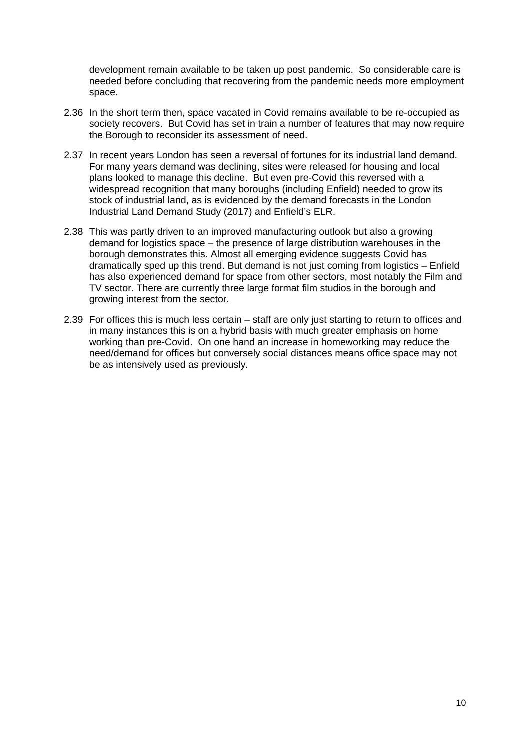development remain available to be taken up post pandemic. So considerable care is needed before concluding that recovering from the pandemic needs more employment space.

2.36 In the short term then, space vacated in Covid remains available to be re-occupied as society recovers. But Covid has set in train a number of features that may now require the Borough to reconsider its assessment of need.

2.37 In recent years London has seen a reversal of fortunes for its industrial land demand. For many years demand was declining, sites were released for housing and local plans looked to manage this decline. But even pre-Covid this reversed with a widespread recognition that many boroughs (including Enfield) needed to grow its stock of industrial land, as is evidenced by the demand forecasts in the London Industrial Land Demand Study (2017) and Enfield's ELR.

2.38 This was partly driven to an improved manufacturing outlook but also a growing demand for logistics space – the presence of large distribution warehouses in the borough demonstrates this. Almost all emerging evidence suggests Covid has dramatically sped up this trend. But demand is not just coming from logistics – Enfield has also experienced demand for space from other sectors, most notably the Film and TV sector. There are currently three large format film studios in the borough and growing interest from the sector.

2.39 For offices this is much less certain – staff are only just starting to return to offices and in many instances this is on a hybrid basis with much greater emphasis on home working than pre-Covid. On one hand an increase in homeworking may reduce the need/demand for offices but conversely social distances means office space may not be as intensively used as previously.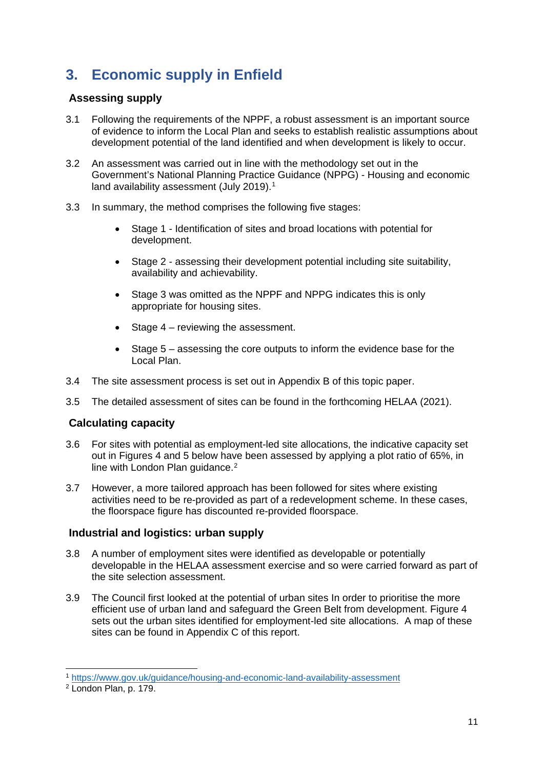# 3. Economic supply in Enfield

### Assessing supply

3.1 Following the requirements of the NPPF, a robust assessment is an important source of evidence to inform the Local Plan and seeks to establish realistic assumptions about development potential of the land identified and when development is likely to occur.

3.2 An assessment was carried out in line with the methodology set out in the Government's National Planning Practice Guidance (NPPG) - Housing and economic land availability assessment (July 2019).[1]

3.3 In summary, the method comprises the following five stages:

- Stage 1 - Identification of sites and broad locations with potential for development.
- Stage 2 - assessing their development potential including site suitability, availability and achievability.
- Stage 3 was omitted as the NPPF and NPPG indicates this is only appropriate for housing sites.
- Stage 4 – reviewing the assessment.
- Stage 5 – assessing the core outputs to inform the evidence base for the Local Plan.

3.4 The site assessment process is set out in Appendix B of this topic paper.

3.5 The detailed assessment of sites can be found in the forthcoming HELAA (2021).

### Calculating capacity

3.6 For sites with potential as employment-led site allocations, the indicative capacity set out in Figures 4 and 5 below have been assessed by applying a plot ratio of 65%, in line with London Plan guidance.[2]

3.7 However, a more tailored approach has been followed for sites where existing activities need to be re-provided as part of a redevelopment scheme. In these cases, the floorspace figure has discounted re-provided floorspace.

### Industrial and logistics: urban supply

3.8 A number of employment sites were identified as developable or potentially developable in the HELAA assessment exercise and so were carried forward as part of the site selection assessment.

3.9 The Council first looked at the potential of urban sites In order to prioritise the more efficient use of urban land and safeguard the Green Belt from development. Figure 4 sets out the urban sites identified for employment-led site allocations. A map of these sites can be found in Appendix C of this report.

---

[1] https://www.gov.uk/guidance/housing-and-economic-land-availability-assessment

[2] London Plan, p. 179.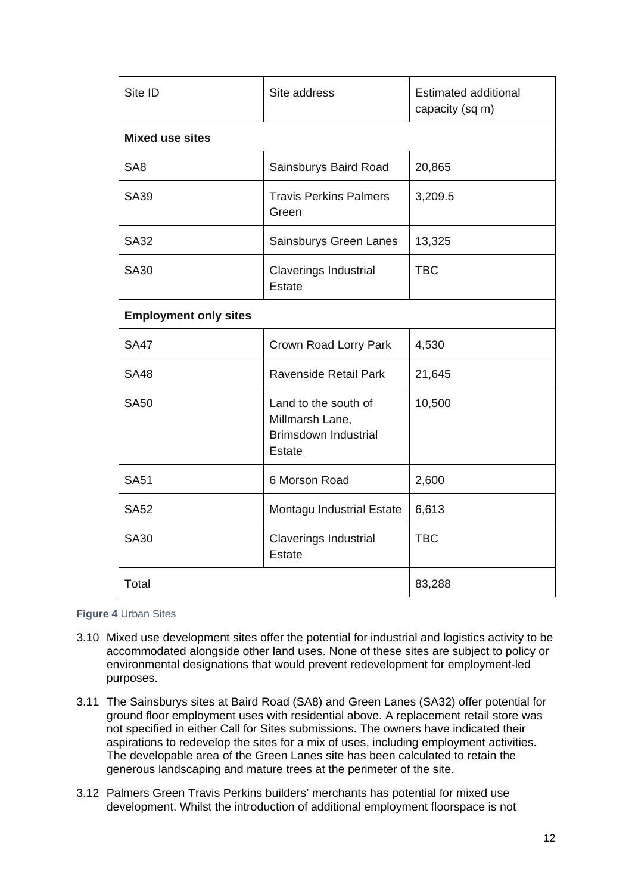| Site ID | Site address | Estimated additional capacity (sq m) |
|---|---|---|
| **Mixed use sites** | | |
| SA8 | Sainsburys Baird Road | 20,865 |
| SA39 | Travis Perkins Palmers Green | 3,209.5 |
| SA32 | Sainsburys Green Lanes | 13,325 |
| SA30 | Claverings Industrial Estate | TBC |
| **Employment only sites** | | |
| SA47 | Crown Road Lorry Park | 4,530 |
| SA48 | Ravenside Retail Park | 21,645 |
| SA50 | Land to the south of Millmarsh Lane, Brimsdown Industrial Estate | 10,500 |
| SA51 | 6 Morson Road | 2,600 |
| SA52 | Montagu Industrial Estate | 6,613 |
| SA30 | Claverings Industrial Estate | TBC |
| Total | | 83,288 |

**Figure 4** Urban Sites

3.10 Mixed use development sites offer the potential for industrial and logistics activity to be accommodated alongside other land uses. None of these sites are subject to policy or environmental designations that would prevent redevelopment for employment-led purposes.

3.11 The Sainsburys sites at Baird Road (SA8) and Green Lanes (SA32) offer potential for ground floor employment uses with residential above. A replacement retail store was not specified in either Call for Sites submissions. The owners have indicated their aspirations to redevelop the sites for a mix of uses, including employment activities. The developable area of the Green Lanes site has been calculated to retain the generous landscaping and mature trees at the perimeter of the site.

3.12 Palmers Green Travis Perkins builders' merchants has potential for mixed use development. Whilst the introduction of additional employment floorspace is not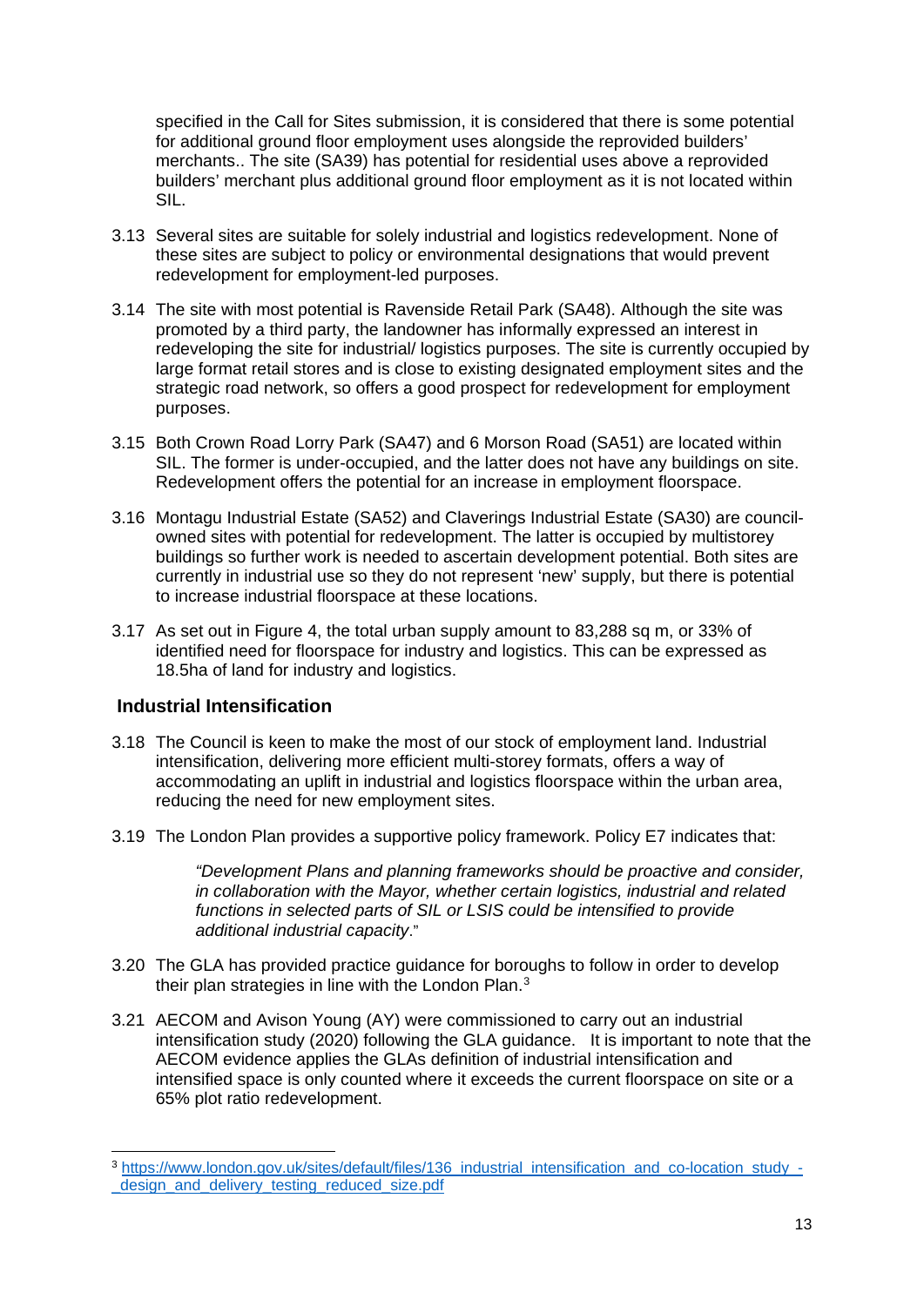specified in the Call for Sites submission, it is considered that there is some potential for additional ground floor employment uses alongside the reprovided builders' merchants.. The site (SA39) has potential for residential uses above a reprovided builders' merchant plus additional ground floor employment as it is not located within SIL.

3.13 Several sites are suitable for solely industrial and logistics redevelopment. None of these sites are subject to policy or environmental designations that would prevent redevelopment for employment-led purposes.

3.14 The site with most potential is Ravenside Retail Park (SA48). Although the site was promoted by a third party, the landowner has informally expressed an interest in redeveloping the site for industrial/ logistics purposes. The site is currently occupied by large format retail stores and is close to existing designated employment sites and the strategic road network, so offers a good prospect for redevelopment for employment purposes.

3.15 Both Crown Road Lorry Park (SA47) and 6 Morson Road (SA51) are located within SIL. The former is under-occupied, and the latter does not have any buildings on site. Redevelopment offers the potential for an increase in employment floorspace.

3.16 Montagu Industrial Estate (SA52) and Claverings Industrial Estate (SA30) are council-owned sites with potential for redevelopment. The latter is occupied by multistorey buildings so further work is needed to ascertain development potential. Both sites are currently in industrial use so they do not represent 'new' supply, but there is potential to increase industrial floorspace at these locations.

3.17 As set out in Figure 4, the total urban supply amount to 83,288 sq m, or 33% of identified need for floorspace for industry and logistics. This can be expressed as 18.5ha of land for industry and logistics.

## Industrial Intensification

3.18 The Council is keen to make the most of our stock of employment land. Industrial intensification, delivering more efficient multi-storey formats, offers a way of accommodating an uplift in industrial and logistics floorspace within the urban area, reducing the need for new employment sites.

3.19 The London Plan provides a supportive policy framework. Policy E7 indicates that:

> *"Development Plans and planning frameworks should be proactive and consider, in collaboration with the Mayor, whether certain logistics, industrial and related functions in selected parts of SIL or LSIS could be intensified to provide additional industrial capacity*."

3.20 The GLA has provided practice guidance for boroughs to follow in order to develop their plan strategies in line with the London Plan.[3]

3.21 AECOM and Avison Young (AY) were commissioned to carry out an industrial intensification study (2020) following the GLA guidance. It is important to note that the AECOM evidence applies the GLAs definition of industrial intensification and intensified space is only counted where it exceeds the current floorspace on site or a 65% plot ratio redevelopment.

---

[3] https://www.london.gov.uk/sites/default/files/136_industrial_intensification_and_co-location_study_-_design_and_delivery_testing_reduced_size.pdf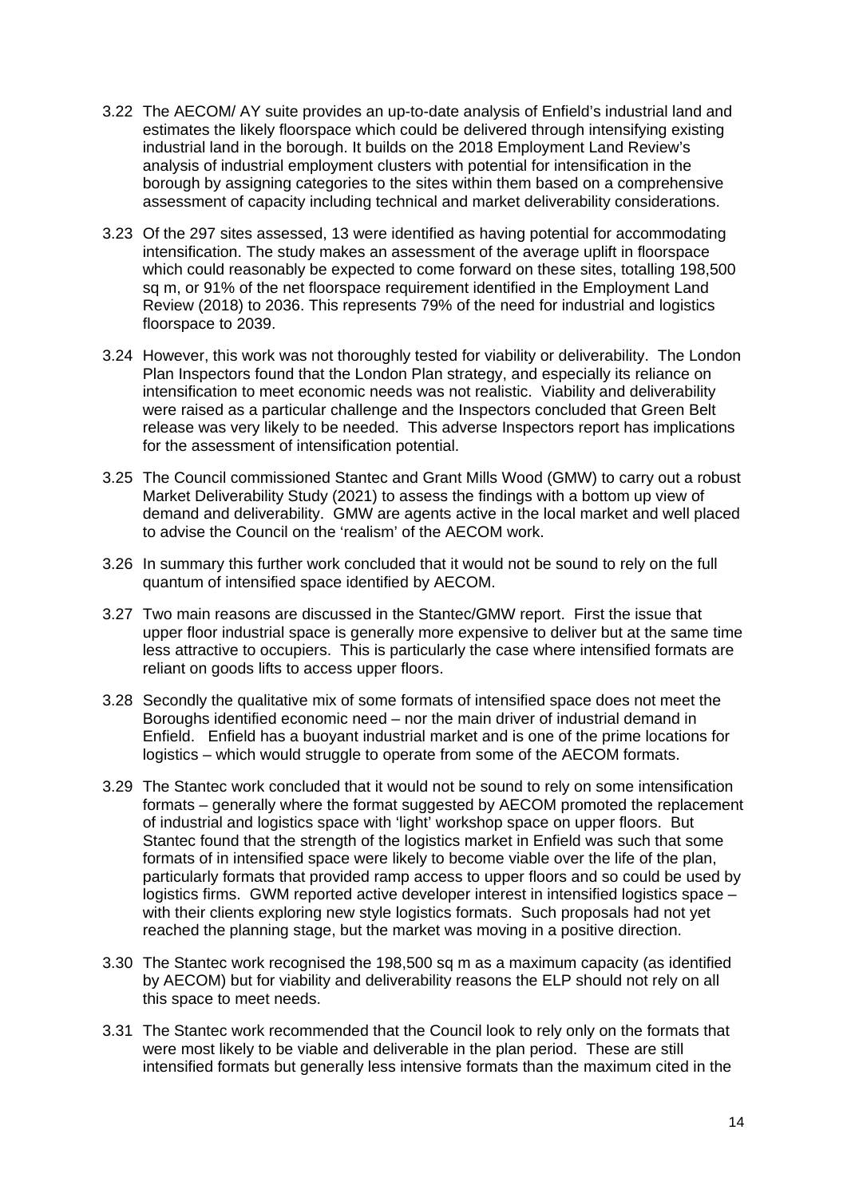3.22 The AECOM/ AY suite provides an up-to-date analysis of Enfield's industrial land and estimates the likely floorspace which could be delivered through intensifying existing industrial land in the borough. It builds on the 2018 Employment Land Review's analysis of industrial employment clusters with potential for intensification in the borough by assigning categories to the sites within them based on a comprehensive assessment of capacity including technical and market deliverability considerations.

3.23 Of the 297 sites assessed, 13 were identified as having potential for accommodating intensification. The study makes an assessment of the average uplift in floorspace which could reasonably be expected to come forward on these sites, totalling 198,500 sq m, or 91% of the net floorspace requirement identified in the Employment Land Review (2018) to 2036. This represents 79% of the need for industrial and logistics floorspace to 2039.

3.24 However, this work was not thoroughly tested for viability or deliverability. The London Plan Inspectors found that the London Plan strategy, and especially its reliance on intensification to meet economic needs was not realistic. Viability and deliverability were raised as a particular challenge and the Inspectors concluded that Green Belt release was very likely to be needed. This adverse Inspectors report has implications for the assessment of intensification potential.

3.25 The Council commissioned Stantec and Grant Mills Wood (GMW) to carry out a robust Market Deliverability Study (2021) to assess the findings with a bottom up view of demand and deliverability. GMW are agents active in the local market and well placed to advise the Council on the 'realism' of the AECOM work.

3.26 In summary this further work concluded that it would not be sound to rely on the full quantum of intensified space identified by AECOM.

3.27 Two main reasons are discussed in the Stantec/GMW report. First the issue that upper floor industrial space is generally more expensive to deliver but at the same time less attractive to occupiers. This is particularly the case where intensified formats are reliant on goods lifts to access upper floors.

3.28 Secondly the qualitative mix of some formats of intensified space does not meet the Boroughs identified economic need – nor the main driver of industrial demand in Enfield. Enfield has a buoyant industrial market and is one of the prime locations for logistics – which would struggle to operate from some of the AECOM formats.

3.29 The Stantec work concluded that it would not be sound to rely on some intensification formats – generally where the format suggested by AECOM promoted the replacement of industrial and logistics space with 'light' workshop space on upper floors. But Stantec found that the strength of the logistics market in Enfield was such that some formats of in intensified space were likely to become viable over the life of the plan, particularly formats that provided ramp access to upper floors and so could be used by logistics firms. GWM reported active developer interest in intensified logistics space – with their clients exploring new style logistics formats. Such proposals had not yet reached the planning stage, but the market was moving in a positive direction.

3.30 The Stantec work recognised the 198,500 sq m as a maximum capacity (as identified by AECOM) but for viability and deliverability reasons the ELP should not rely on all this space to meet needs.

3.31 The Stantec work recommended that the Council look to rely only on the formats that were most likely to be viable and deliverable in the plan period. These are still intensified formats but generally less intensive formats than the maximum cited in the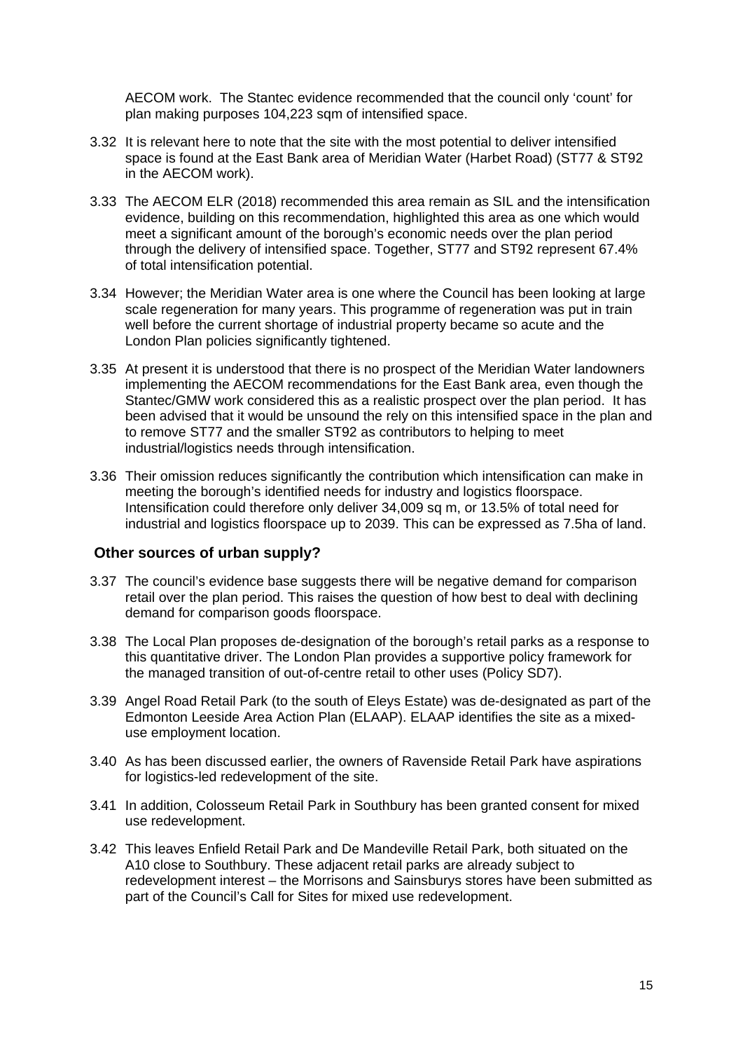AECOM work. The Stantec evidence recommended that the council only 'count' for plan making purposes 104,223 sqm of intensified space.

3.32 It is relevant here to note that the site with the most potential to deliver intensified space is found at the East Bank area of Meridian Water (Harbet Road) (ST77 & ST92 in the AECOM work).

3.33 The AECOM ELR (2018) recommended this area remain as SIL and the intensification evidence, building on this recommendation, highlighted this area as one which would meet a significant amount of the borough's economic needs over the plan period through the delivery of intensified space. Together, ST77 and ST92 represent 67.4% of total intensification potential.

3.34 However; the Meridian Water area is one where the Council has been looking at large scale regeneration for many years. This programme of regeneration was put in train well before the current shortage of industrial property became so acute and the London Plan policies significantly tightened.

3.35 At present it is understood that there is no prospect of the Meridian Water landowners implementing the AECOM recommendations for the East Bank area, even though the Stantec/GMW work considered this as a realistic prospect over the plan period. It has been advised that it would be unsound the rely on this intensified space in the plan and to remove ST77 and the smaller ST92 as contributors to helping to meet industrial/logistics needs through intensification.

3.36 Their omission reduces significantly the contribution which intensification can make in meeting the borough's identified needs for industry and logistics floorspace. Intensification could therefore only deliver 34,009 sq m, or 13.5% of total need for industrial and logistics floorspace up to 2039. This can be expressed as 7.5ha of land.

### Other sources of urban supply?

3.37 The council's evidence base suggests there will be negative demand for comparison retail over the plan period. This raises the question of how best to deal with declining demand for comparison goods floorspace.

3.38 The Local Plan proposes de-designation of the borough's retail parks as a response to this quantitative driver. The London Plan provides a supportive policy framework for the managed transition of out-of-centre retail to other uses (Policy SD7).

3.39 Angel Road Retail Park (to the south of Eleys Estate) was de-designated as part of the Edmonton Leeside Area Action Plan (ELAAP). ELAAP identifies the site as a mixed-use employment location.

3.40 As has been discussed earlier, the owners of Ravenside Retail Park have aspirations for logistics-led redevelopment of the site.

3.41 In addition, Colosseum Retail Park in Southbury has been granted consent for mixed use redevelopment.

3.42 This leaves Enfield Retail Park and De Mandeville Retail Park, both situated on the A10 close to Southbury. These adjacent retail parks are already subject to redevelopment interest – the Morrisons and Sainsburys stores have been submitted as part of the Council's Call for Sites for mixed use redevelopment.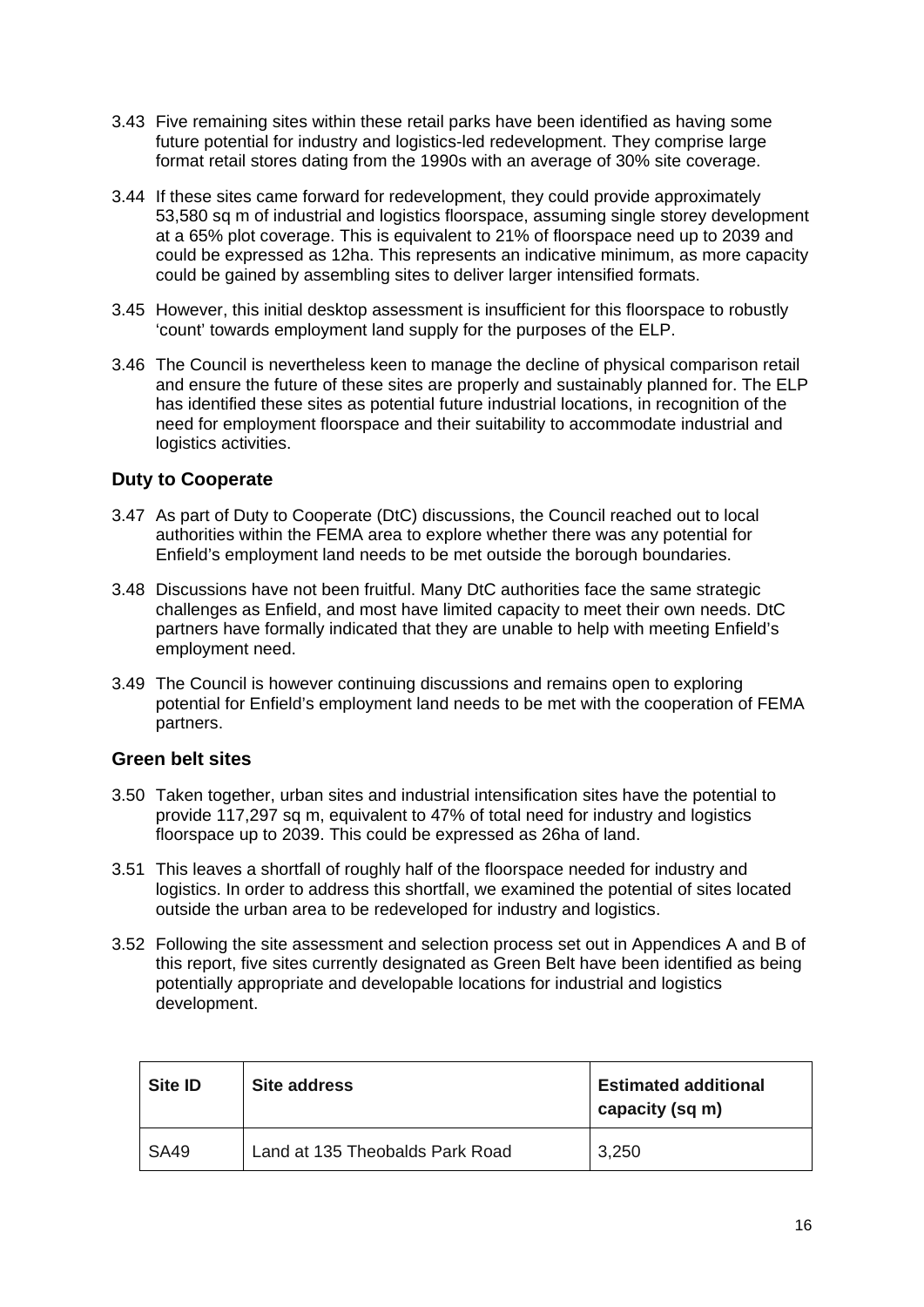3.43 Five remaining sites within these retail parks have been identified as having some future potential for industry and logistics-led redevelopment. They comprise large format retail stores dating from the 1990s with an average of 30% site coverage.

3.44 If these sites came forward for redevelopment, they could provide approximately 53,580 sq m of industrial and logistics floorspace, assuming single storey development at a 65% plot coverage. This is equivalent to 21% of floorspace need up to 2039 and could be expressed as 12ha. This represents an indicative minimum, as more capacity could be gained by assembling sites to deliver larger intensified formats.

3.45 However, this initial desktop assessment is insufficient for this floorspace to robustly 'count' towards employment land supply for the purposes of the ELP.

3.46 The Council is nevertheless keen to manage the decline of physical comparison retail and ensure the future of these sites are properly and sustainably planned for. The ELP has identified these sites as potential future industrial locations, in recognition of the need for employment floorspace and their suitability to accommodate industrial and logistics activities.

### Duty to Cooperate

3.47 As part of Duty to Cooperate (DtC) discussions, the Council reached out to local authorities within the FEMA area to explore whether there was any potential for Enfield's employment land needs to be met outside the borough boundaries.

3.48 Discussions have not been fruitful. Many DtC authorities face the same strategic challenges as Enfield, and most have limited capacity to meet their own needs. DtC partners have formally indicated that they are unable to help with meeting Enfield's employment need.

3.49 The Council is however continuing discussions and remains open to exploring potential for Enfield's employment land needs to be met with the cooperation of FEMA partners.

### Green belt sites

3.50 Taken together, urban sites and industrial intensification sites have the potential to provide 117,297 sq m, equivalent to 47% of total need for industry and logistics floorspace up to 2039. This could be expressed as 26ha of land.

3.51 This leaves a shortfall of roughly half of the floorspace needed for industry and logistics. In order to address this shortfall, we examined the potential of sites located outside the urban area to be redeveloped for industry and logistics.

3.52 Following the site assessment and selection process set out in Appendices A and B of this report, five sites currently designated as Green Belt have been identified as being potentially appropriate and developable locations for industrial and logistics development.

| Site ID | Site address | Estimated additional capacity (sq m) |
|---|---|---|
| SA49 | Land at 135 Theobalds Park Road | 3,250 |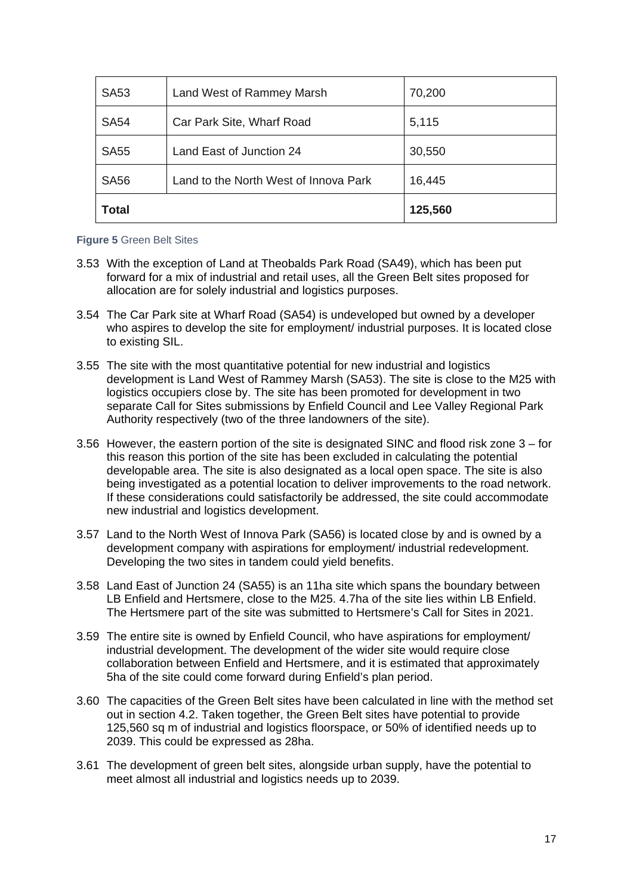| SA53 | Land West of Rammey Marsh | 70,200 |
|---|---|---|
| SA54 | Car Park Site, Wharf Road | 5,115 |
| SA55 | Land East of Junction 24 | 30,550 |
| SA56 | Land to the North West of Innova Park | 16,445 |
| **Total** | | **125,560** |

**Figure 5** Green Belt Sites

3.53 With the exception of Land at Theobalds Park Road (SA49), which has been put forward for a mix of industrial and retail uses, all the Green Belt sites proposed for allocation are for solely industrial and logistics purposes.

3.54 The Car Park site at Wharf Road (SA54) is undeveloped but owned by a developer who aspires to develop the site for employment/ industrial purposes. It is located close to existing SIL.

3.55 The site with the most quantitative potential for new industrial and logistics development is Land West of Rammey Marsh (SA53). The site is close to the M25 with logistics occupiers close by. The site has been promoted for development in two separate Call for Sites submissions by Enfield Council and Lee Valley Regional Park Authority respectively (two of the three landowners of the site).

3.56 However, the eastern portion of the site is designated SINC and flood risk zone 3 – for this reason this portion of the site has been excluded in calculating the potential developable area. The site is also designated as a local open space. The site is also being investigated as a potential location to deliver improvements to the road network. If these considerations could satisfactorily be addressed, the site could accommodate new industrial and logistics development.

3.57 Land to the North West of Innova Park (SA56) is located close by and is owned by a development company with aspirations for employment/ industrial redevelopment. Developing the two sites in tandem could yield benefits.

3.58 Land East of Junction 24 (SA55) is an 11ha site which spans the boundary between LB Enfield and Hertsmere, close to the M25. 4.7ha of the site lies within LB Enfield. The Hertsmere part of the site was submitted to Hertsmere's Call for Sites in 2021.

3.59 The entire site is owned by Enfield Council, who have aspirations for employment/ industrial development. The development of the wider site would require close collaboration between Enfield and Hertsmere, and it is estimated that approximately 5ha of the site could come forward during Enfield's plan period.

3.60 The capacities of the Green Belt sites have been calculated in line with the method set out in section 4.2. Taken together, the Green Belt sites have potential to provide 125,560 sq m of industrial and logistics floorspace, or 50% of identified needs up to 2039. This could be expressed as 28ha.

3.61 The development of green belt sites, alongside urban supply, have the potential to meet almost all industrial and logistics needs up to 2039.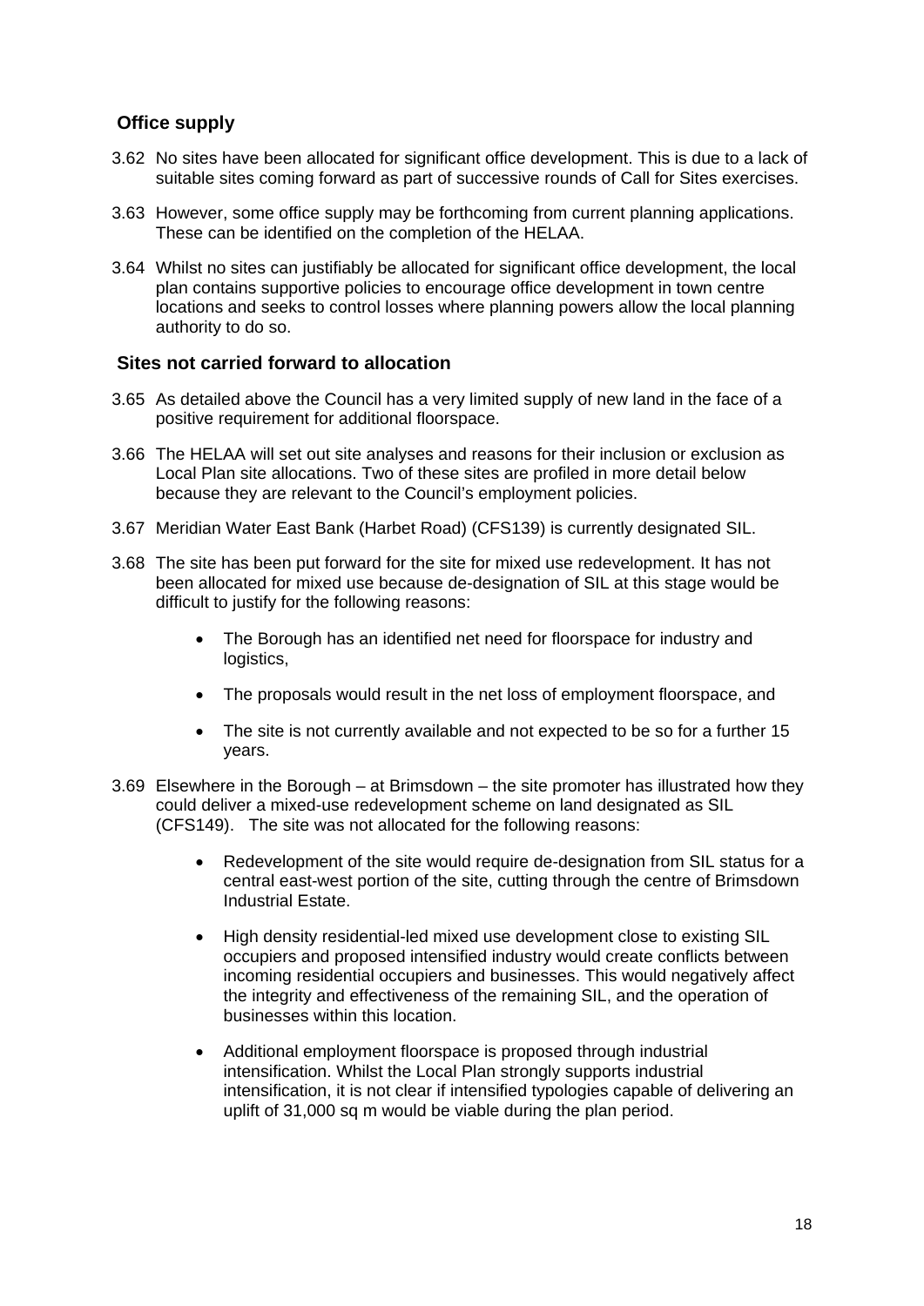### Office supply

3.62 No sites have been allocated for significant office development. This is due to a lack of suitable sites coming forward as part of successive rounds of Call for Sites exercises.

3.63 However, some office supply may be forthcoming from current planning applications. These can be identified on the completion of the HELAA.

3.64 Whilst no sites can justifiably be allocated for significant office development, the local plan contains supportive policies to encourage office development in town centre locations and seeks to control losses where planning powers allow the local planning authority to do so.

### Sites not carried forward to allocation

3.65 As detailed above the Council has a very limited supply of new land in the face of a positive requirement for additional floorspace.

3.66 The HELAA will set out site analyses and reasons for their inclusion or exclusion as Local Plan site allocations. Two of these sites are profiled in more detail below because they are relevant to the Council's employment policies.

3.67 Meridian Water East Bank (Harbet Road) (CFS139) is currently designated SIL.

3.68 The site has been put forward for the site for mixed use redevelopment. It has not been allocated for mixed use because de-designation of SIL at this stage would be difficult to justify for the following reasons:

- The Borough has an identified net need for floorspace for industry and logistics,
- The proposals would result in the net loss of employment floorspace, and
- The site is not currently available and not expected to be so for a further 15 years.

3.69 Elsewhere in the Borough – at Brimsdown – the site promoter has illustrated how they could deliver a mixed-use redevelopment scheme on land designated as SIL (CFS149). The site was not allocated for the following reasons:

- Redevelopment of the site would require de-designation from SIL status for a central east-west portion of the site, cutting through the centre of Brimsdown Industrial Estate.
- High density residential-led mixed use development close to existing SIL occupiers and proposed intensified industry would create conflicts between incoming residential occupiers and businesses. This would negatively affect the integrity and effectiveness of the remaining SIL, and the operation of businesses within this location.
- Additional employment floorspace is proposed through industrial intensification. Whilst the Local Plan strongly supports industrial intensification, it is not clear if intensified typologies capable of delivering an uplift of 31,000 sq m would be viable during the plan period.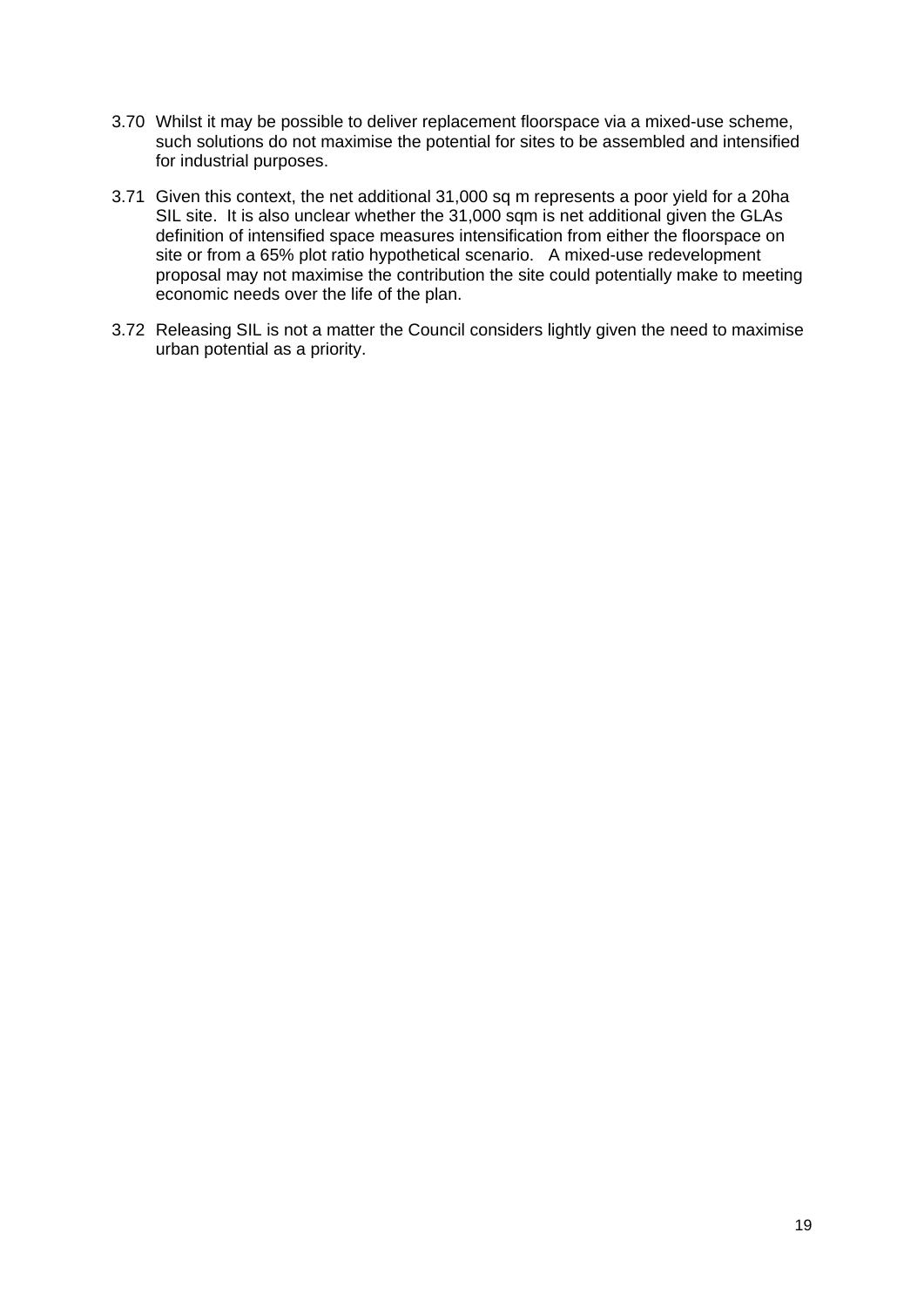3.70 Whilst it may be possible to deliver replacement floorspace via a mixed-use scheme, such solutions do not maximise the potential for sites to be assembled and intensified for industrial purposes.

3.71 Given this context, the net additional 31,000 sq m represents a poor yield for a 20ha SIL site. It is also unclear whether the 31,000 sqm is net additional given the GLAs definition of intensified space measures intensification from either the floorspace on site or from a 65% plot ratio hypothetical scenario. A mixed-use redevelopment proposal may not maximise the contribution the site could potentially make to meeting economic needs over the life of the plan.

3.72 Releasing SIL is not a matter the Council considers lightly given the need to maximise urban potential as a priority.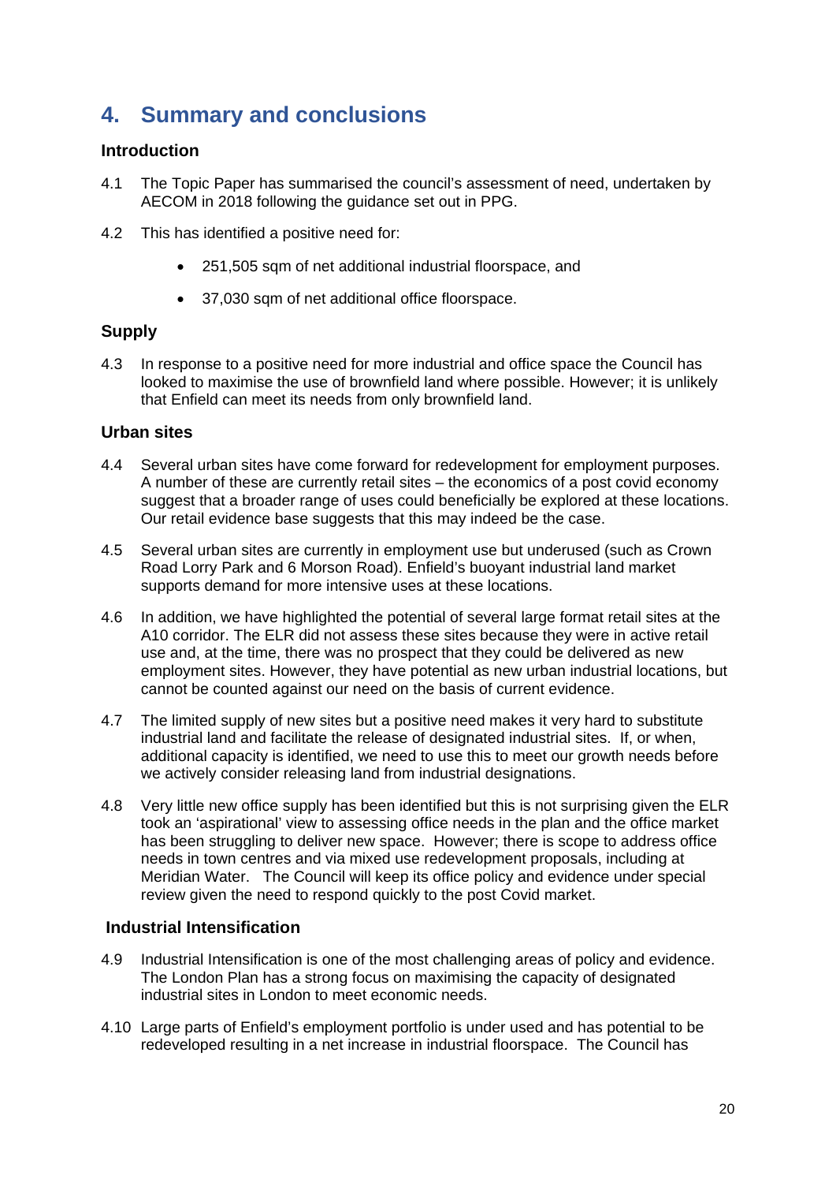# 4. Summary and conclusions

### Introduction

4.1 The Topic Paper has summarised the council's assessment of need, undertaken by AECOM in 2018 following the guidance set out in PPG.

4.2 This has identified a positive need for:

- 251,505 sqm of net additional industrial floorspace, and
- 37,030 sqm of net additional office floorspace.

## Supply

4.3 In response to a positive need for more industrial and office space the Council has looked to maximise the use of brownfield land where possible. However; it is unlikely that Enfield can meet its needs from only brownfield land.

### Urban sites

4.4 Several urban sites have come forward for redevelopment for employment purposes. A number of these are currently retail sites – the economics of a post covid economy suggest that a broader range of uses could beneficially be explored at these locations. Our retail evidence base suggests that this may indeed be the case.

4.5 Several urban sites are currently in employment use but underused (such as Crown Road Lorry Park and 6 Morson Road). Enfield's buoyant industrial land market supports demand for more intensive uses at these locations.

4.6 In addition, we have highlighted the potential of several large format retail sites at the A10 corridor. The ELR did not assess these sites because they were in active retail use and, at the time, there was no prospect that they could be delivered as new employment sites. However, they have potential as new urban industrial locations, but cannot be counted against our need on the basis of current evidence.

4.7 The limited supply of new sites but a positive need makes it very hard to substitute industrial land and facilitate the release of designated industrial sites. If, or when, additional capacity is identified, we need to use this to meet our growth needs before we actively consider releasing land from industrial designations.

4.8 Very little new office supply has been identified but this is not surprising given the ELR took an 'aspirational' view to assessing office needs in the plan and the office market has been struggling to deliver new space. However; there is scope to address office needs in town centres and via mixed use redevelopment proposals, including at Meridian Water. The Council will keep its office policy and evidence under special review given the need to respond quickly to the post Covid market.

### Industrial Intensification

4.9 Industrial Intensification is one of the most challenging areas of policy and evidence. The London Plan has a strong focus on maximising the capacity of designated industrial sites in London to meet economic needs.

4.10 Large parts of Enfield's employment portfolio is under used and has potential to be redeveloped resulting in a net increase in industrial floorspace. The Council has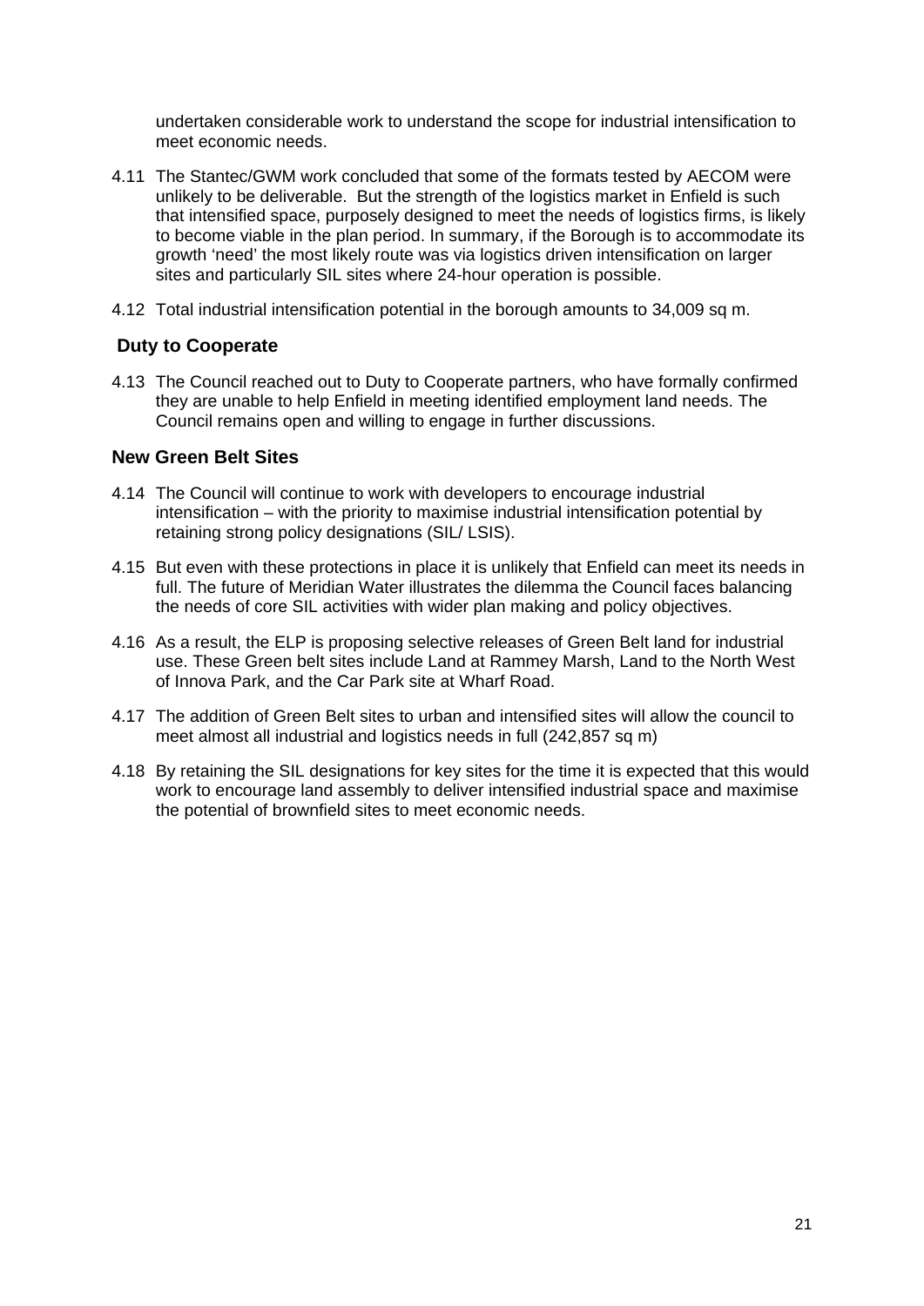undertaken considerable work to understand the scope for industrial intensification to meet economic needs.

4.11 The Stantec/GWM work concluded that some of the formats tested by AECOM were unlikely to be deliverable. But the strength of the logistics market in Enfield is such that intensified space, purposely designed to meet the needs of logistics firms, is likely to become viable in the plan period. In summary, if the Borough is to accommodate its growth 'need' the most likely route was via logistics driven intensification on larger sites and particularly SIL sites where 24-hour operation is possible.

4.12 Total industrial intensification potential in the borough amounts to 34,009 sq m.

### Duty to Cooperate

4.13 The Council reached out to Duty to Cooperate partners, who have formally confirmed they are unable to help Enfield in meeting identified employment land needs. The Council remains open and willing to engage in further discussions.

### New Green Belt Sites

4.14 The Council will continue to work with developers to encourage industrial intensification – with the priority to maximise industrial intensification potential by retaining strong policy designations (SIL/ LSIS).

4.15 But even with these protections in place it is unlikely that Enfield can meet its needs in full. The future of Meridian Water illustrates the dilemma the Council faces balancing the needs of core SIL activities with wider plan making and policy objectives.

4.16 As a result, the ELP is proposing selective releases of Green Belt land for industrial use. These Green belt sites include Land at Rammey Marsh, Land to the North West of Innova Park, and the Car Park site at Wharf Road.

4.17 The addition of Green Belt sites to urban and intensified sites will allow the council to meet almost all industrial and logistics needs in full (242,857 sq m)

4.18 By retaining the SIL designations for key sites for the time it is expected that this would work to encourage land assembly to deliver intensified industrial space and maximise the potential of brownfield sites to meet economic needs.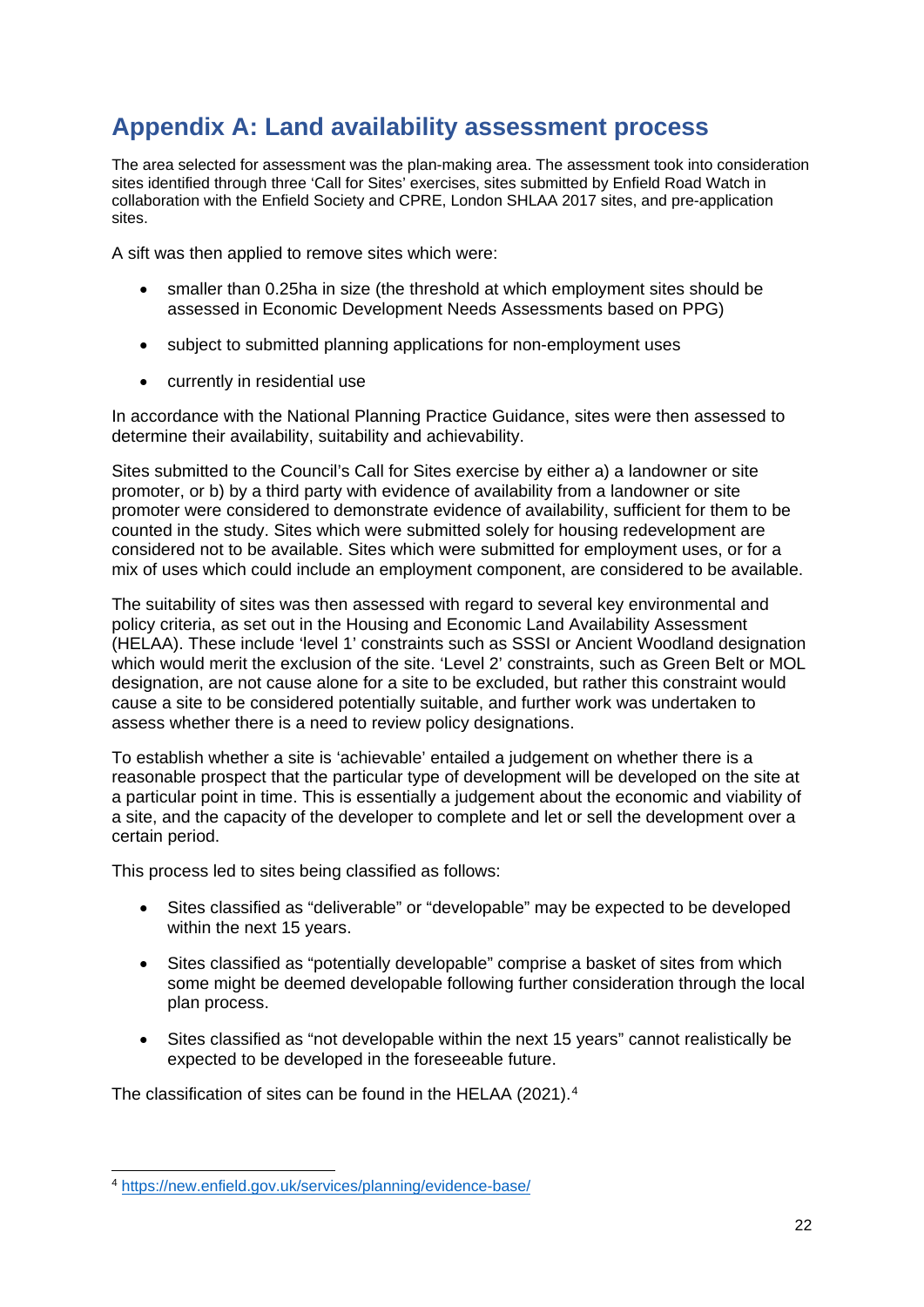# Appendix A: Land availability assessment process

The area selected for assessment was the plan-making area. The assessment took into consideration sites identified through three 'Call for Sites' exercises, sites submitted by Enfield Road Watch in collaboration with the Enfield Society and CPRE, London SHLAA 2017 sites, and pre-application sites.

A sift was then applied to remove sites which were:

- smaller than 0.25ha in size (the threshold at which employment sites should be assessed in Economic Development Needs Assessments based on PPG)
- subject to submitted planning applications for non-employment uses
- currently in residential use

In accordance with the National Planning Practice Guidance, sites were then assessed to determine their availability, suitability and achievability.

Sites submitted to the Council's Call for Sites exercise by either a) a landowner or site promoter, or b) by a third party with evidence of availability from a landowner or site promoter were considered to demonstrate evidence of availability, sufficient for them to be counted in the study. Sites which were submitted solely for housing redevelopment are considered not to be available. Sites which were submitted for employment uses, or for a mix of uses which could include an employment component, are considered to be available.

The suitability of sites was then assessed with regard to several key environmental and policy criteria, as set out in the Housing and Economic Land Availability Assessment (HELAA). These include 'level 1' constraints such as SSSI or Ancient Woodland designation which would merit the exclusion of the site. 'Level 2' constraints, such as Green Belt or MOL designation, are not cause alone for a site to be excluded, but rather this constraint would cause a site to be considered potentially suitable, and further work was undertaken to assess whether there is a need to review policy designations.

To establish whether a site is 'achievable' entailed a judgement on whether there is a reasonable prospect that the particular type of development will be developed on the site at a particular point in time. This is essentially a judgement about the economic and viability of a site, and the capacity of the developer to complete and let or sell the development over a certain period.

This process led to sites being classified as follows:

- Sites classified as "deliverable" or "developable" may be expected to be developed within the next 15 years.
- Sites classified as "potentially developable" comprise a basket of sites from which some might be deemed developable following further consideration through the local plan process.
- Sites classified as "not developable within the next 15 years" cannot realistically be expected to be developed in the foreseeable future.

The classification of sites can be found in the HELAA (2021).[4]

[4] https://new.enfield.gov.uk/services/planning/evidence-base/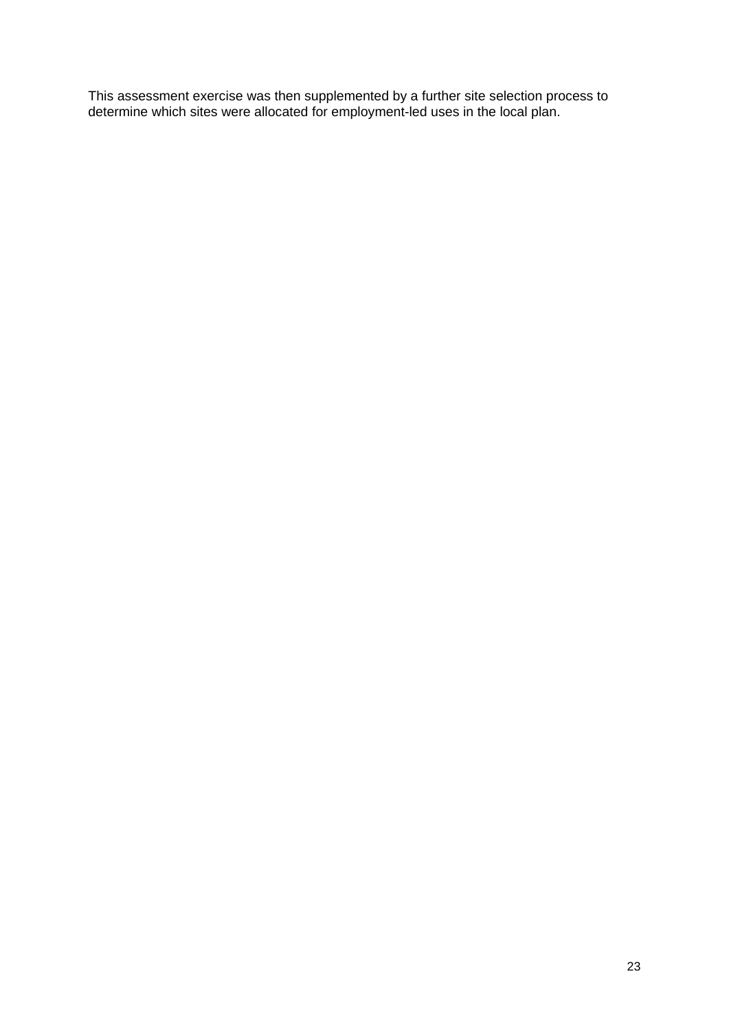This assessment exercise was then supplemented by a further site selection process to determine which sites were allocated for employment-led uses in the local plan.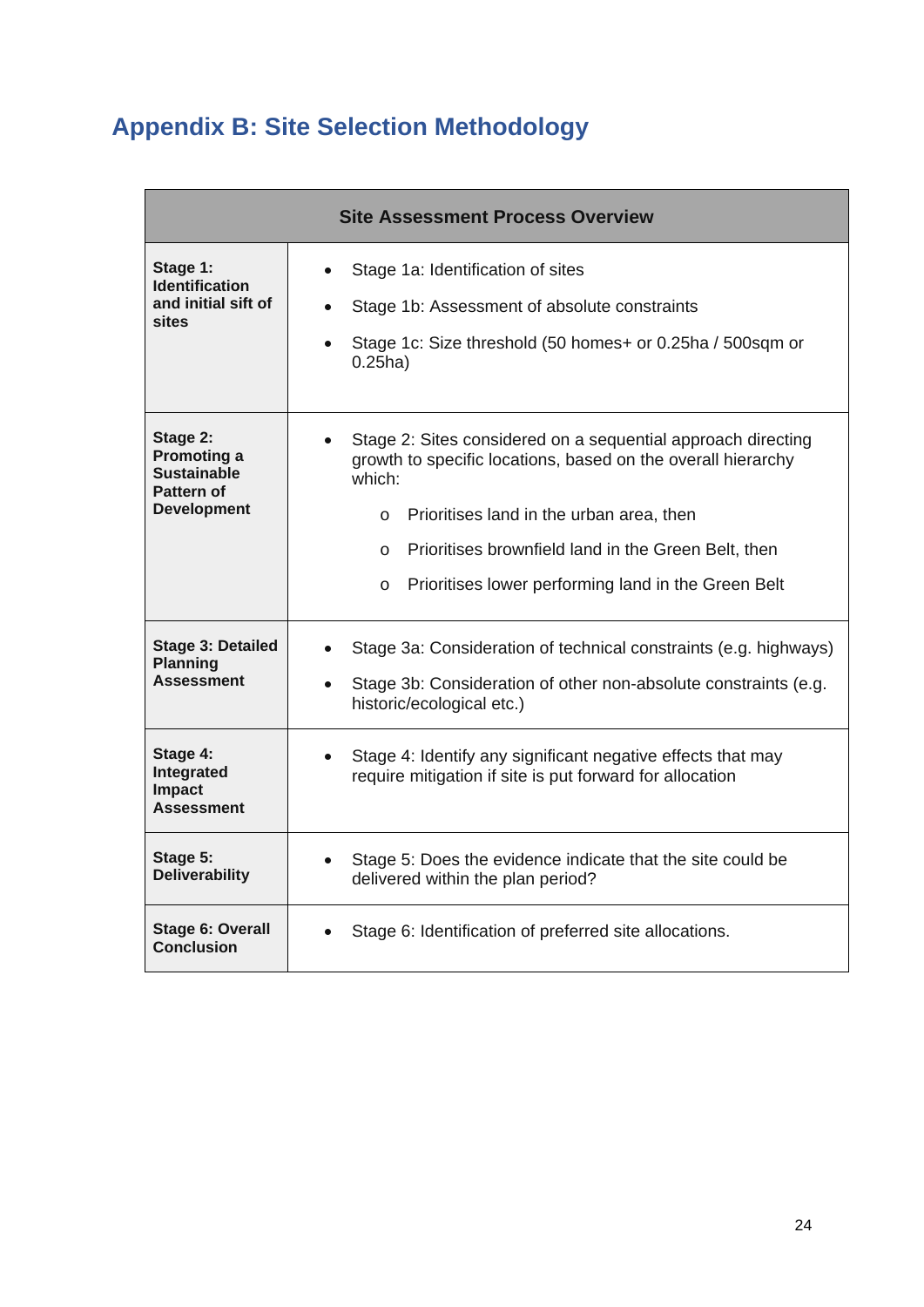# Appendix B: Site Selection Methodology

| Site Assessment Process Overview | |
|---|---|
| **Stage 1: Identification and initial sift of sites** | • Stage 1a: Identification of sites<br>• Stage 1b: Assessment of absolute constraints<br>• Stage 1c: Size threshold (50 homes+ or 0.25ha / 500sqm or 0.25ha) |
| **Stage 2: Promoting a Sustainable Pattern of Development** | • Stage 2: Sites considered on a sequential approach directing growth to specific locations, based on the overall hierarchy which:<br>o Prioritises land in the urban area, then<br>o Prioritises brownfield land in the Green Belt, then<br>o Prioritises lower performing land in the Green Belt |
| **Stage 3: Detailed Planning Assessment** | • Stage 3a: Consideration of technical constraints (e.g. highways)<br>• Stage 3b: Consideration of other non-absolute constraints (e.g. historic/ecological etc.) |
| **Stage 4: Integrated Impact Assessment** | • Stage 4: Identify any significant negative effects that may require mitigation if site is put forward for allocation |
| **Stage 5: Deliverability** | • Stage 5: Does the evidence indicate that the site could be delivered within the plan period? |
| **Stage 6: Overall Conclusion** | • Stage 6: Identification of preferred site allocations. |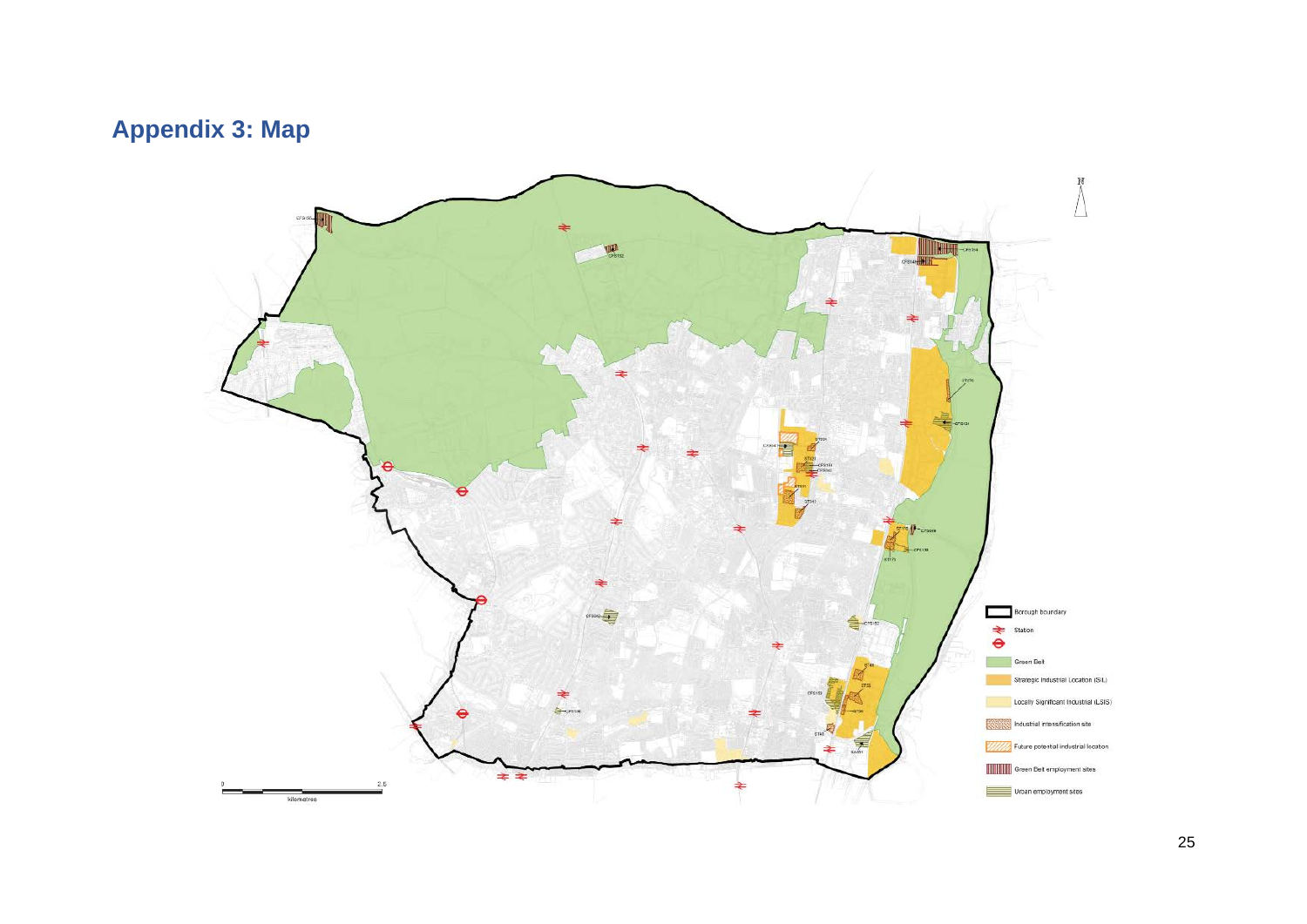## Appendix 3: Map

N

Borough boundary

Station

Green Belt

Strategic Industrial Location (SIL)

Locally Significant Industrial (LSIS)

Industrial intensification site

Future potential industrial location

Green Belt employment sites

Urban employment sites

0

2.5

kilometres